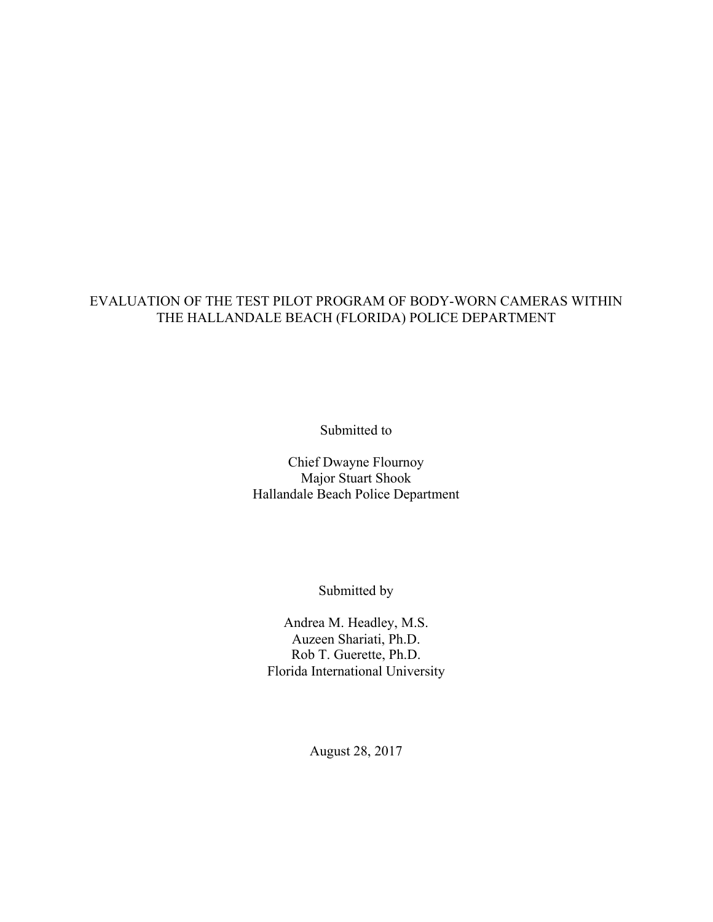# EVALUATION OF THE TEST PILOT PROGRAM OF BODY-WORN CAMERAS WITHIN THE HALLANDALE BEACH (FLORIDA) POLICE DEPARTMENT

Submitted to

Chief Dwayne Flournoy
Major Stuart Shook
Hallandale Beach Police Department

Submitted by

Andrea M. Headley, M.S.
Auzeen Shariati, Ph.D.
Rob T. Guerette, Ph.D.
Florida International University

August 28, 2017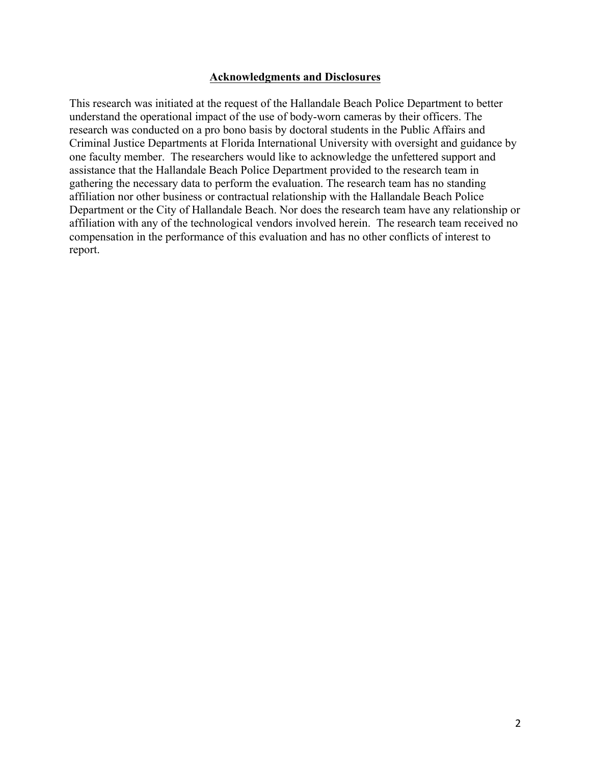## Acknowledgments and Disclosures

This research was initiated at the request of the Hallandale Beach Police Department to better understand the operational impact of the use of body-worn cameras by their officers. The research was conducted on a pro bono basis by doctoral students in the Public Affairs and Criminal Justice Departments at Florida International University with oversight and guidance by one faculty member. The researchers would like to acknowledge the unfettered support and assistance that the Hallandale Beach Police Department provided to the research team in gathering the necessary data to perform the evaluation. The research team has no standing affiliation nor other business or contractual relationship with the Hallandale Beach Police Department or the City of Hallandale Beach. Nor does the research team have any relationship or affiliation with any of the technological vendors involved herein. The research team received no compensation in the performance of this evaluation and has no other conflicts of interest to report.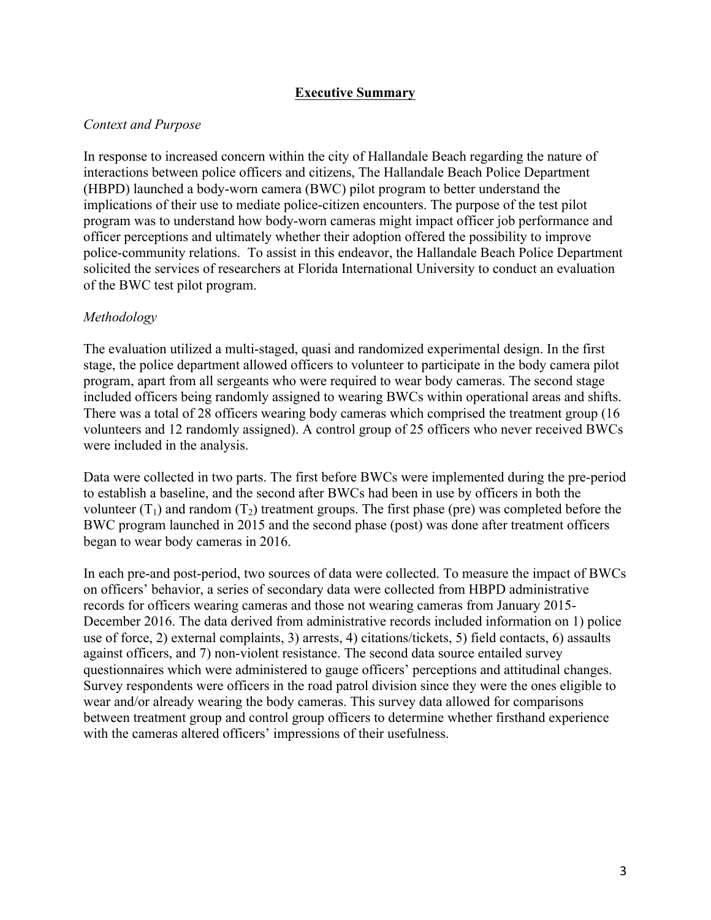## Executive Summary

*Context and Purpose*

In response to increased concern within the city of Hallandale Beach regarding the nature of interactions between police officers and citizens, The Hallandale Beach Police Department (HBPD) launched a body-worn camera (BWC) pilot program to better understand the implications of their use to mediate police-citizen encounters. The purpose of the test pilot program was to understand how body-worn cameras might impact officer job performance and officer perceptions and ultimately whether their adoption offered the possibility to improve police-community relations. To assist in this endeavor, the Hallandale Beach Police Department solicited the services of researchers at Florida International University to conduct an evaluation of the BWC test pilot program.

*Methodology*

The evaluation utilized a multi-staged, quasi and randomized experimental design. In the first stage, the police department allowed officers to volunteer to participate in the body camera pilot program, apart from all sergeants who were required to wear body cameras. The second stage included officers being randomly assigned to wearing BWCs within operational areas and shifts. There was a total of 28 officers wearing body cameras which comprised the treatment group (16 volunteers and 12 randomly assigned). A control group of 25 officers who never received BWCs were included in the analysis.

Data were collected in two parts. The first before BWCs were implemented during the pre-period to establish a baseline, and the second after BWCs had been in use by officers in both the volunteer ($T_1$) and random ($T_2$) treatment groups. The first phase (pre) was completed before the BWC program launched in 2015 and the second phase (post) was done after treatment officers began to wear body cameras in 2016.

In each pre-and post-period, two sources of data were collected. To measure the impact of BWCs on officers' behavior, a series of secondary data were collected from HBPD administrative records for officers wearing cameras and those not wearing cameras from January 2015-December 2016. The data derived from administrative records included information on 1) police use of force, 2) external complaints, 3) arrests, 4) citations/tickets, 5) field contacts, 6) assaults against officers, and 7) non-violent resistance. The second data source entailed survey questionnaires which were administered to gauge officers' perceptions and attitudinal changes. Survey respondents were officers in the road patrol division since they were the ones eligible to wear and/or already wearing the body cameras. This survey data allowed for comparisons between treatment group and control group officers to determine whether firsthand experience with the cameras altered officers' impressions of their usefulness.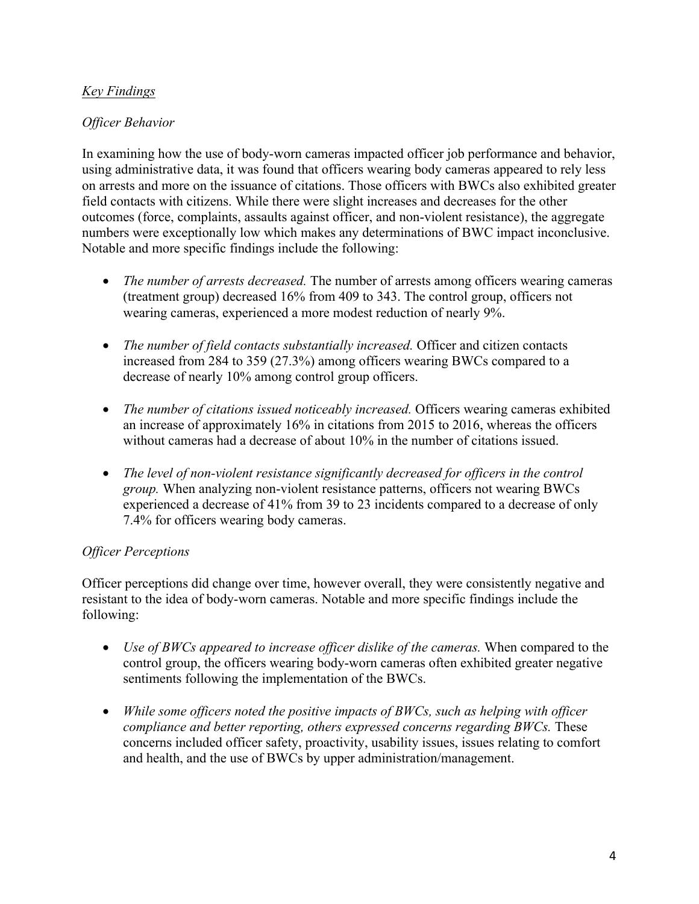## *Key Findings*

### *Officer Behavior*

In examining how the use of body-worn cameras impacted officer job performance and behavior, using administrative data, it was found that officers wearing body cameras appeared to rely less on arrests and more on the issuance of citations. Those officers with BWCs also exhibited greater field contacts with citizens. While there were slight increases and decreases for the other outcomes (force, complaints, assaults against officer, and non-violent resistance), the aggregate numbers were exceptionally low which makes any determinations of BWC impact inconclusive. Notable and more specific findings include the following:

- *The number of arrests decreased.* The number of arrests among officers wearing cameras (treatment group) decreased 16% from 409 to 343. The control group, officers not wearing cameras, experienced a more modest reduction of nearly 9%.
- *The number of field contacts substantially increased.* Officer and citizen contacts increased from 284 to 359 (27.3%) among officers wearing BWCs compared to a decrease of nearly 10% among control group officers.
- *The number of citations issued noticeably increased.* Officers wearing cameras exhibited an increase of approximately 16% in citations from 2015 to 2016, whereas the officers without cameras had a decrease of about 10% in the number of citations issued.
- *The level of non-violent resistance significantly decreased for officers in the control group.* When analyzing non-violent resistance patterns, officers not wearing BWCs experienced a decrease of 41% from 39 to 23 incidents compared to a decrease of only 7.4% for officers wearing body cameras.

### *Officer Perceptions*

Officer perceptions did change over time, however overall, they were consistently negative and resistant to the idea of body-worn cameras. Notable and more specific findings include the following:

- *Use of BWCs appeared to increase officer dislike of the cameras.* When compared to the control group, the officers wearing body-worn cameras often exhibited greater negative sentiments following the implementation of the BWCs.
- *While some officers noted the positive impacts of BWCs, such as helping with officer compliance and better reporting, others expressed concerns regarding BWCs.* These concerns included officer safety, proactivity, usability issues, issues relating to comfort and health, and the use of BWCs by upper administration/management.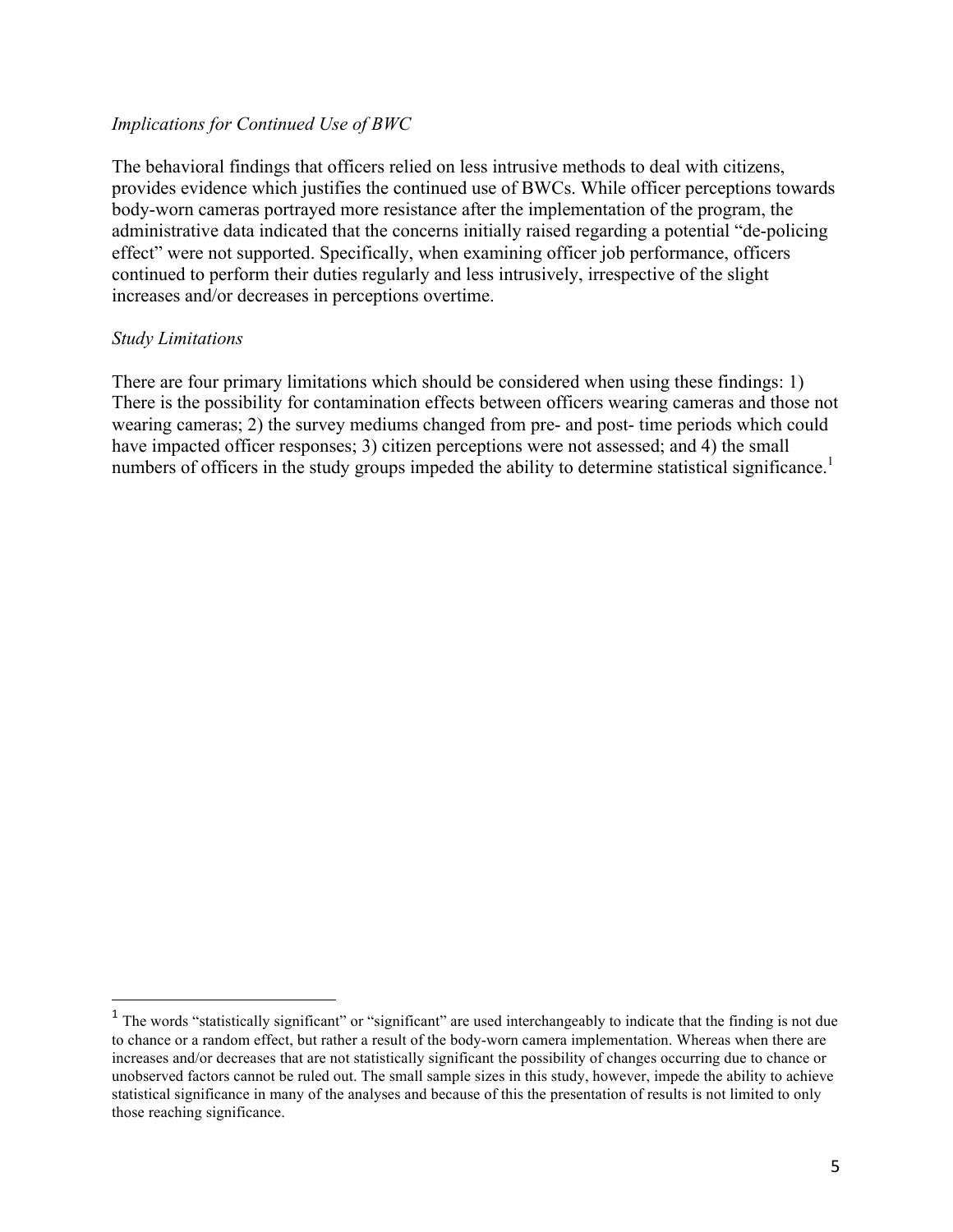*Implications for Continued Use of BWC*

The behavioral findings that officers relied on less intrusive methods to deal with citizens, provides evidence which justifies the continued use of BWCs. While officer perceptions towards body-worn cameras portrayed more resistance after the implementation of the program, the administrative data indicated that the concerns initially raised regarding a potential "de-policing effect" were not supported. Specifically, when examining officer job performance, officers continued to perform their duties regularly and less intrusively, irrespective of the slight increases and/or decreases in perceptions overtime.

*Study Limitations*

There are four primary limitations which should be considered when using these findings: 1) There is the possibility for contamination effects between officers wearing cameras and those not wearing cameras; 2) the survey mediums changed from pre- and post- time periods which could have impacted officer responses; 3) citizen perceptions were not assessed; and 4) the small numbers of officers in the study groups impeded the ability to determine statistical significance.[1]

---

[1] The words "statistically significant" or "significant" are used interchangeably to indicate that the finding is not due to chance or a random effect, but rather a result of the body-worn camera implementation. Whereas when there are increases and/or decreases that are not statistically significant the possibility of changes occurring due to chance or unobserved factors cannot be ruled out. The small sample sizes in this study, however, impede the ability to achieve statistical significance in many of the analyses and because of this the presentation of results is not limited to only those reaching significance.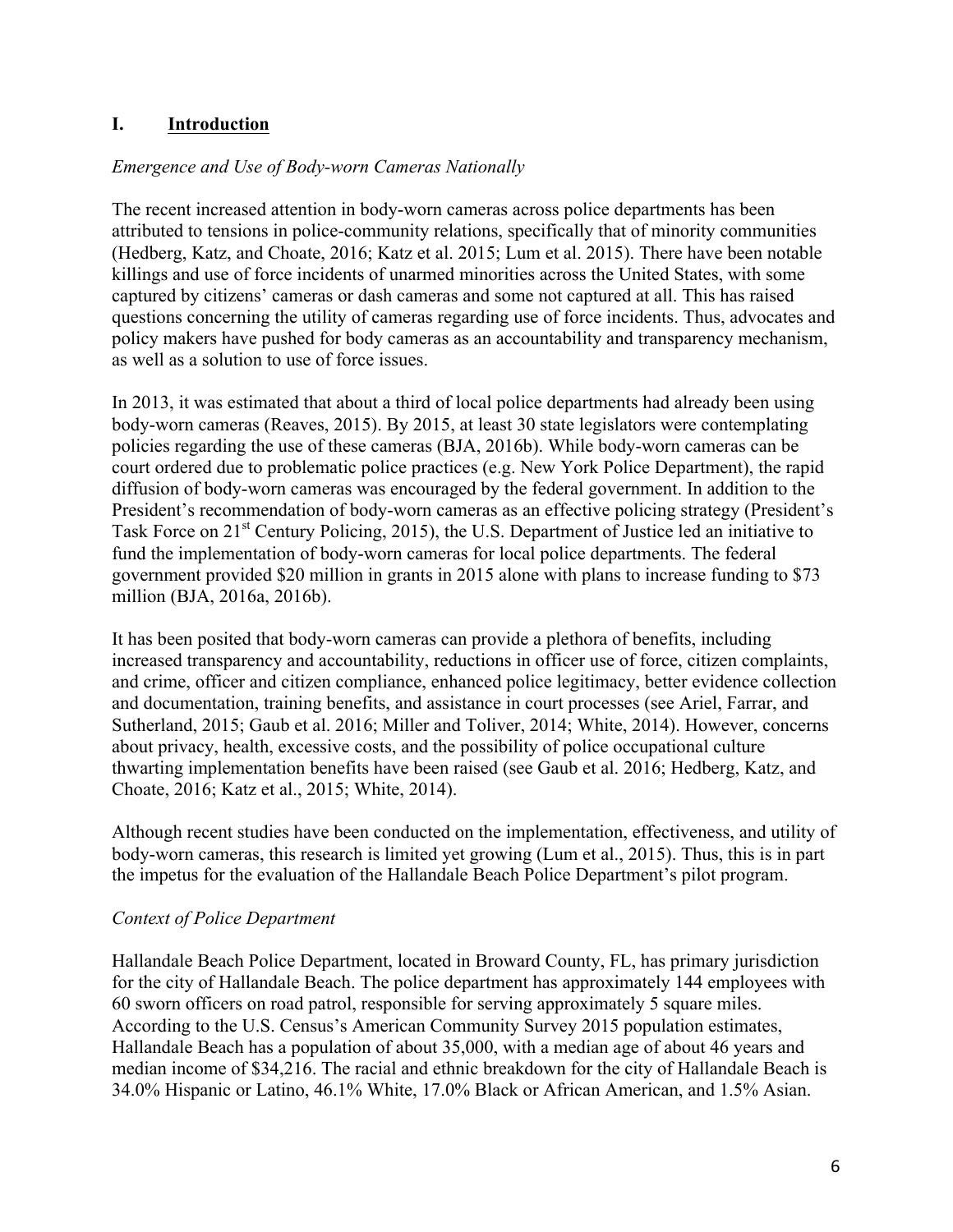## I. **Introduction**

*Emergence and Use of Body-worn Cameras Nationally*

The recent increased attention in body-worn cameras across police departments has been attributed to tensions in police-community relations, specifically that of minority communities (Hedberg, Katz, and Choate, 2016; Katz et al. 2015; Lum et al. 2015). There have been notable killings and use of force incidents of unarmed minorities across the United States, with some captured by citizens' cameras or dash cameras and some not captured at all. This has raised questions concerning the utility of cameras regarding use of force incidents. Thus, advocates and policy makers have pushed for body cameras as an accountability and transparency mechanism, as well as a solution to use of force issues.

In 2013, it was estimated that about a third of local police departments had already been using body-worn cameras (Reaves, 2015). By 2015, at least 30 state legislators were contemplating policies regarding the use of these cameras (BJA, 2016b). While body-worn cameras can be court ordered due to problematic police practices (e.g. New York Police Department), the rapid diffusion of body-worn cameras was encouraged by the federal government. In addition to the President's recommendation of body-worn cameras as an effective policing strategy (President's Task Force on 21st Century Policing, 2015), the U.S. Department of Justice led an initiative to fund the implementation of body-worn cameras for local police departments. The federal government provided $20 million in grants in 2015 alone with plans to increase funding to $73 million (BJA, 2016a, 2016b).

It has been posited that body-worn cameras can provide a plethora of benefits, including increased transparency and accountability, reductions in officer use of force, citizen complaints, and crime, officer and citizen compliance, enhanced police legitimacy, better evidence collection and documentation, training benefits, and assistance in court processes (see Ariel, Farrar, and Sutherland, 2015; Gaub et al. 2016; Miller and Toliver, 2014; White, 2014). However, concerns about privacy, health, excessive costs, and the possibility of police occupational culture thwarting implementation benefits have been raised (see Gaub et al. 2016; Hedberg, Katz, and Choate, 2016; Katz et al., 2015; White, 2014).

Although recent studies have been conducted on the implementation, effectiveness, and utility of body-worn cameras, this research is limited yet growing (Lum et al., 2015). Thus, this is in part the impetus for the evaluation of the Hallandale Beach Police Department's pilot program.

*Context of Police Department*

Hallandale Beach Police Department, located in Broward County, FL, has primary jurisdiction for the city of Hallandale Beach. The police department has approximately 144 employees with 60 sworn officers on road patrol, responsible for serving approximately 5 square miles. According to the U.S. Census's American Community Survey 2015 population estimates, Hallandale Beach has a population of about 35,000, with a median age of about 46 years and median income of $34,216. The racial and ethnic breakdown for the city of Hallandale Beach is 34.0% Hispanic or Latino, 46.1% White, 17.0% Black or African American, and 1.5% Asian.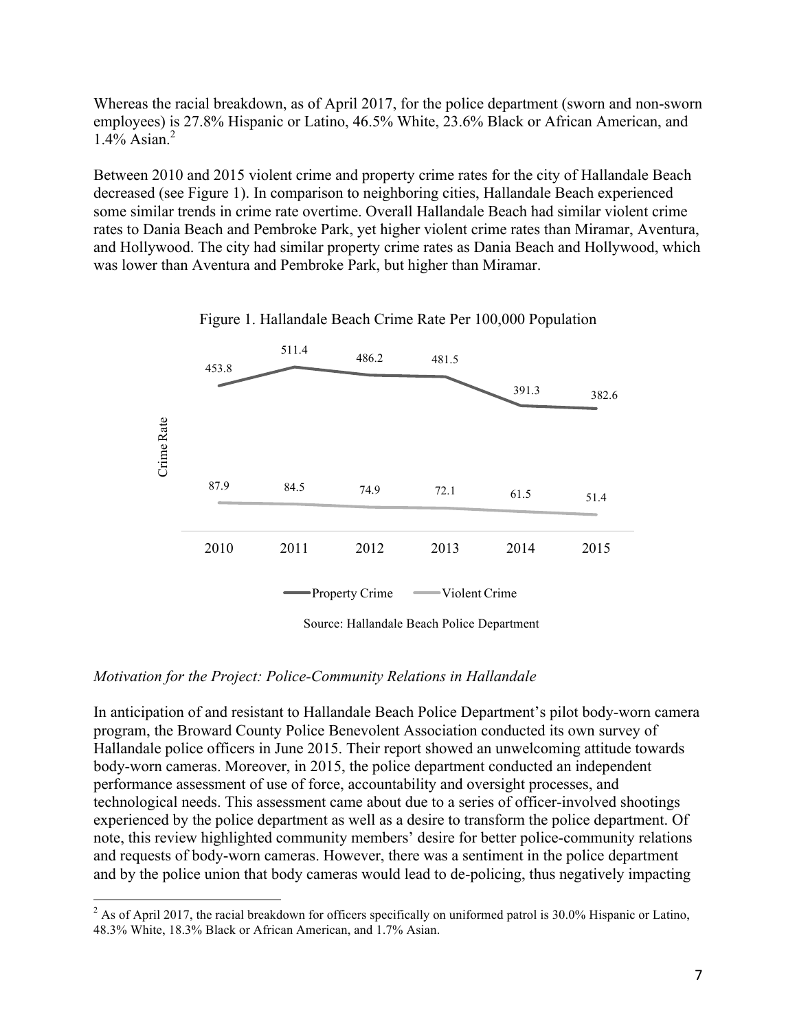Whereas the racial breakdown, as of April 2017, for the police department (sworn and non-sworn employees) is 27.8% Hispanic or Latino, 46.5% White, 23.6% Black or African American, and 1.4% Asian.[2]

Between 2010 and 2015 violent crime and property crime rates for the city of Hallandale Beach decreased (see Figure 1). In comparison to neighboring cities, Hallandale Beach experienced some similar trends in crime rate overtime. Overall Hallandale Beach had similar violent crime rates to Dania Beach and Pembroke Park, yet higher violent crime rates than Miramar, Aventura, and Hollywood. The city had similar property crime rates as Dania Beach and Hollywood, which was lower than Aventura and Pembroke Park, but higher than Miramar.

Figure 1. Hallandale Beach Crime Rate Per 100,000 Population

| Crime Rate | 2010 | 2011 | 2012 | 2013 | 2014 | 2015 |
|---|---|---|---|---|---|---|
| Property Crime | 453.8 | 511.4 | 486.2 | 481.5 | 391.3 | 382.6 |
| Violent Crime | 87.9 | 84.5 | 74.9 | 72.1 | 61.5 | 51.4 |

Source: Hallandale Beach Police Department

*Motivation for the Project: Police-Community Relations in Hallandale*

In anticipation of and resistant to Hallandale Beach Police Department's pilot body-worn camera program, the Broward County Police Benevolent Association conducted its own survey of Hallandale police officers in June 2015. Their report showed an unwelcoming attitude towards body-worn cameras. Moreover, in 2015, the police department conducted an independent performance assessment of use of force, accountability and oversight processes, and technological needs. This assessment came about due to a series of officer-involved shootings experienced by the police department as well as a desire to transform the police department. Of note, this review highlighted community members' desire for better police-community relations and requests of body-worn cameras. However, there was a sentiment in the police department and by the police union that body cameras would lead to de-policing, thus negatively impacting

[2] As of April 2017, the racial breakdown for officers specifically on uniformed patrol is 30.0% Hispanic or Latino, 48.3% White, 18.3% Black or African American, and 1.7% Asian.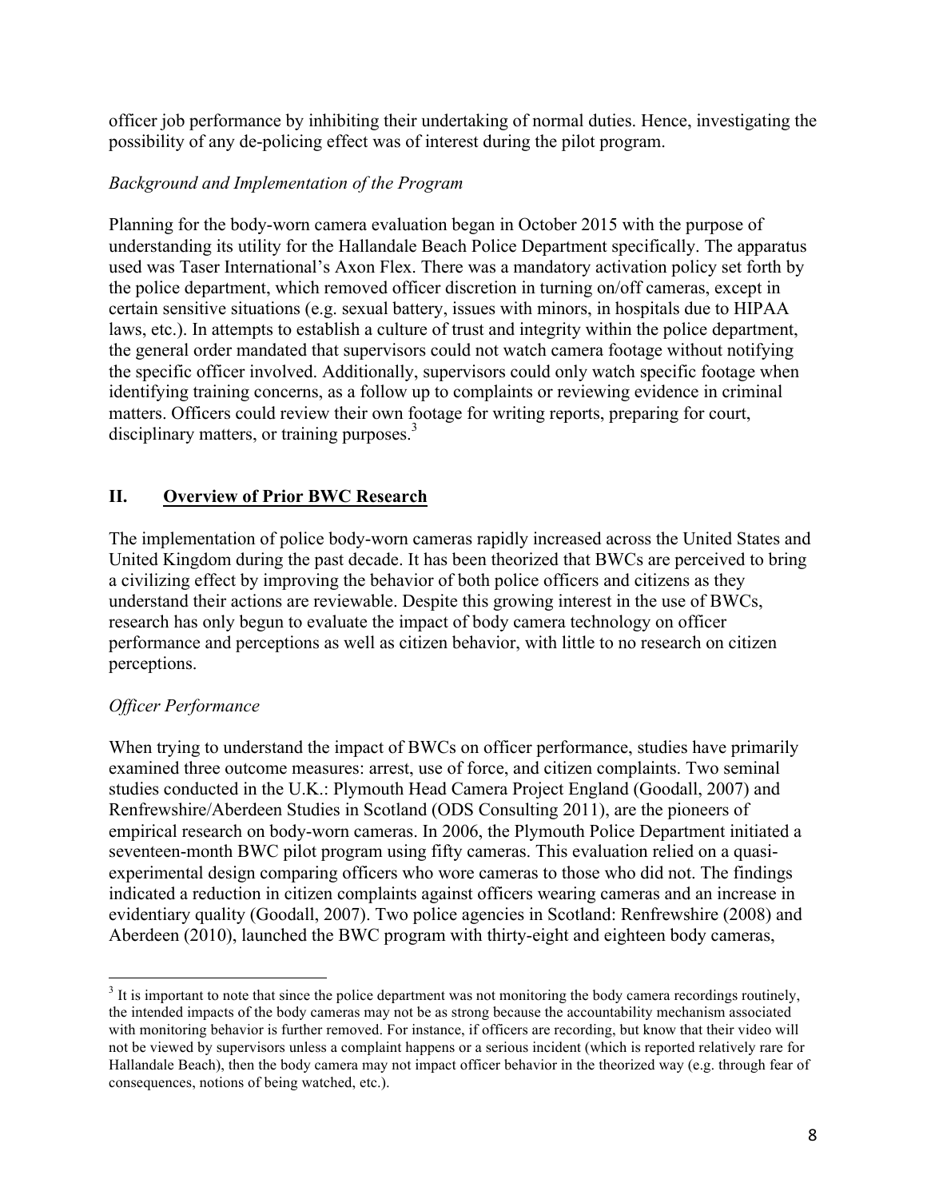officer job performance by inhibiting their undertaking of normal duties. Hence, investigating the possibility of any de-policing effect was of interest during the pilot program.

*Background and Implementation of the Program*

Planning for the body-worn camera evaluation began in October 2015 with the purpose of understanding its utility for the Hallandale Beach Police Department specifically. The apparatus used was Taser International's Axon Flex. There was a mandatory activation policy set forth by the police department, which removed officer discretion in turning on/off cameras, except in certain sensitive situations (e.g. sexual battery, issues with minors, in hospitals due to HIPAA laws, etc.). In attempts to establish a culture of trust and integrity within the police department, the general order mandated that supervisors could not watch camera footage without notifying the specific officer involved. Additionally, supervisors could only watch specific footage when identifying training concerns, as a follow up to complaints or reviewing evidence in criminal matters. Officers could review their own footage for writing reports, preparing for court, disciplinary matters, or training purposes.[3]

## II. Overview of Prior BWC Research

The implementation of police body-worn cameras rapidly increased across the United States and United Kingdom during the past decade. It has been theorized that BWCs are perceived to bring a civilizing effect by improving the behavior of both police officers and citizens as they understand their actions are reviewable. Despite this growing interest in the use of BWCs, research has only begun to evaluate the impact of body camera technology on officer performance and perceptions as well as citizen behavior, with little to no research on citizen perceptions.

*Officer Performance*

When trying to understand the impact of BWCs on officer performance, studies have primarily examined three outcome measures: arrest, use of force, and citizen complaints. Two seminal studies conducted in the U.K.: Plymouth Head Camera Project England (Goodall, 2007) and Renfrewshire/Aberdeen Studies in Scotland (ODS Consulting 2011), are the pioneers of empirical research on body-worn cameras. In 2006, the Plymouth Police Department initiated a seventeen-month BWC pilot program using fifty cameras. This evaluation relied on a quasi-experimental design comparing officers who wore cameras to those who did not. The findings indicated a reduction in citizen complaints against officers wearing cameras and an increase in evidentiary quality (Goodall, 2007). Two police agencies in Scotland: Renfrewshire (2008) and Aberdeen (2010), launched the BWC program with thirty-eight and eighteen body cameras,

[3] It is important to note that since the police department was not monitoring the body camera recordings routinely, the intended impacts of the body cameras may not be as strong because the accountability mechanism associated with monitoring behavior is further removed. For instance, if officers are recording, but know that their video will not be viewed by supervisors unless a complaint happens or a serious incident (which is reported relatively rare for Hallandale Beach), then the body camera may not impact officer behavior in the theorized way (e.g. through fear of consequences, notions of being watched, etc.).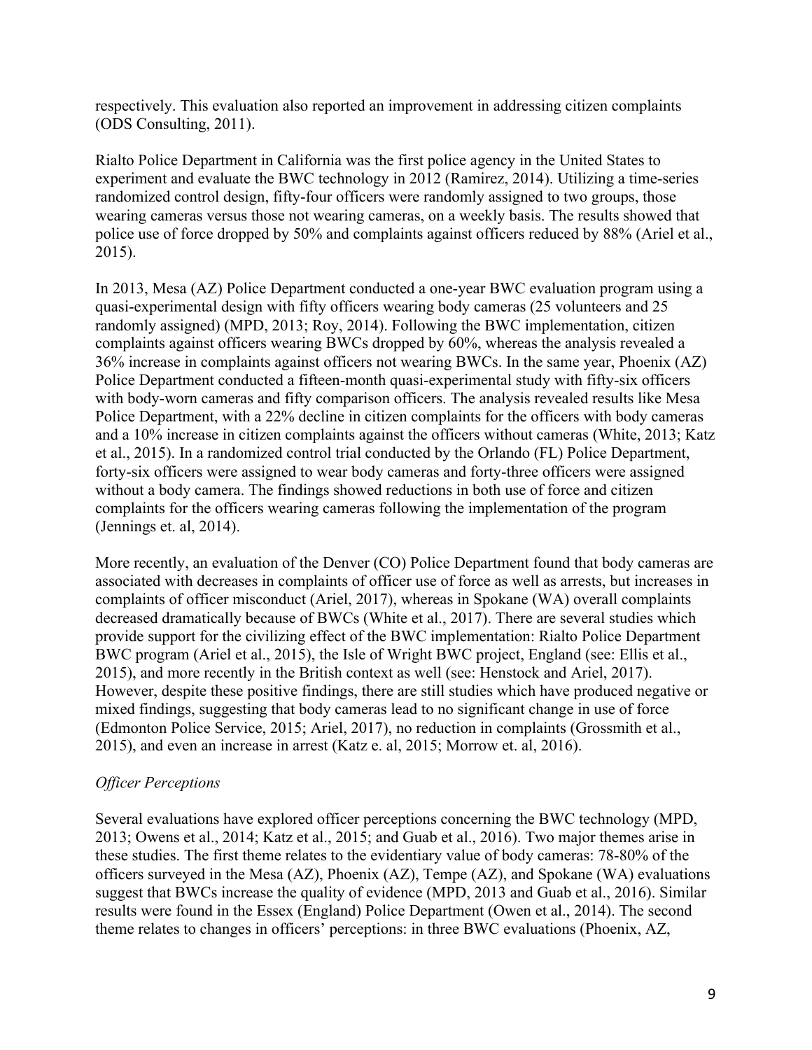respectively. This evaluation also reported an improvement in addressing citizen complaints (ODS Consulting, 2011).

Rialto Police Department in California was the first police agency in the United States to experiment and evaluate the BWC technology in 2012 (Ramirez, 2014). Utilizing a time-series randomized control design, fifty-four officers were randomly assigned to two groups, those wearing cameras versus those not wearing cameras, on a weekly basis. The results showed that police use of force dropped by 50% and complaints against officers reduced by 88% (Ariel et al., 2015).

In 2013, Mesa (AZ) Police Department conducted a one-year BWC evaluation program using a quasi-experimental design with fifty officers wearing body cameras (25 volunteers and 25 randomly assigned) (MPD, 2013; Roy, 2014). Following the BWC implementation, citizen complaints against officers wearing BWCs dropped by 60%, whereas the analysis revealed a 36% increase in complaints against officers not wearing BWCs. In the same year, Phoenix (AZ) Police Department conducted a fifteen-month quasi-experimental study with fifty-six officers with body-worn cameras and fifty comparison officers. The analysis revealed results like Mesa Police Department, with a 22% decline in citizen complaints for the officers with body cameras and a 10% increase in citizen complaints against the officers without cameras (White, 2013; Katz et al., 2015). In a randomized control trial conducted by the Orlando (FL) Police Department, forty-six officers were assigned to wear body cameras and forty-three officers were assigned without a body camera. The findings showed reductions in both use of force and citizen complaints for the officers wearing cameras following the implementation of the program (Jennings et. al, 2014).

More recently, an evaluation of the Denver (CO) Police Department found that body cameras are associated with decreases in complaints of officer use of force as well as arrests, but increases in complaints of officer misconduct (Ariel, 2017), whereas in Spokane (WA) overall complaints decreased dramatically because of BWCs (White et al., 2017). There are several studies which provide support for the civilizing effect of the BWC implementation: Rialto Police Department BWC program (Ariel et al., 2015), the Isle of Wright BWC project, England (see: Ellis et al., 2015), and more recently in the British context as well (see: Henstock and Ariel, 2017). However, despite these positive findings, there are still studies which have produced negative or mixed findings, suggesting that body cameras lead to no significant change in use of force (Edmonton Police Service, 2015; Ariel, 2017), no reduction in complaints (Grossmith et al., 2015), and even an increase in arrest (Katz e. al, 2015; Morrow et. al, 2016).

*Officer Perceptions*

Several evaluations have explored officer perceptions concerning the BWC technology (MPD, 2013; Owens et al., 2014; Katz et al., 2015; and Guab et al., 2016). Two major themes arise in these studies. The first theme relates to the evidentiary value of body cameras: 78-80% of the officers surveyed in the Mesa (AZ), Phoenix (AZ), Tempe (AZ), and Spokane (WA) evaluations suggest that BWCs increase the quality of evidence (MPD, 2013 and Guab et al., 2016). Similar results were found in the Essex (England) Police Department (Owen et al., 2014). The second theme relates to changes in officers' perceptions: in three BWC evaluations (Phoenix, AZ,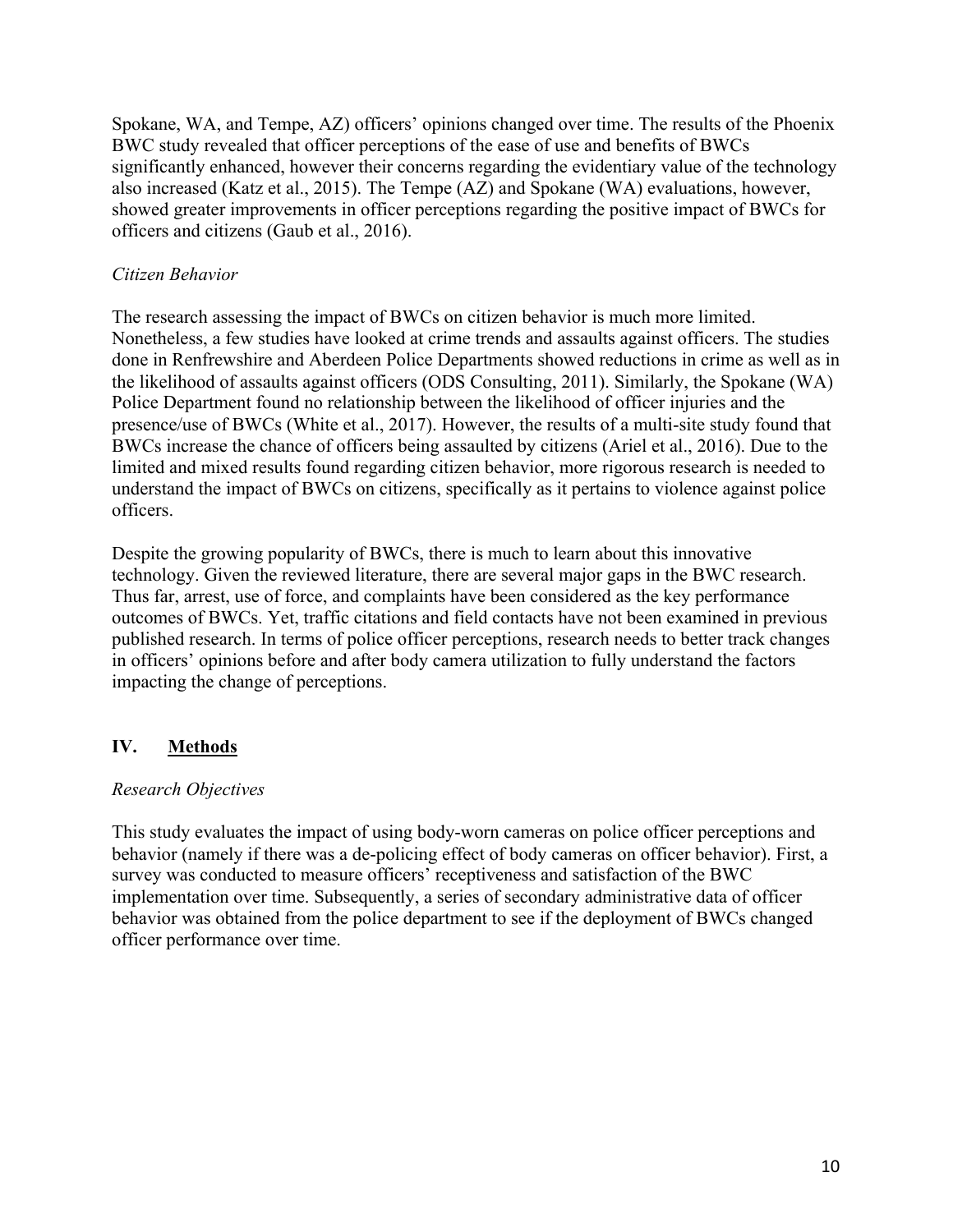Spokane, WA, and Tempe, AZ) officers' opinions changed over time. The results of the Phoenix BWC study revealed that officer perceptions of the ease of use and benefits of BWCs significantly enhanced, however their concerns regarding the evidentiary value of the technology also increased (Katz et al., 2015). The Tempe (AZ) and Spokane (WA) evaluations, however, showed greater improvements in officer perceptions regarding the positive impact of BWCs for officers and citizens (Gaub et al., 2016).

*Citizen Behavior*

The research assessing the impact of BWCs on citizen behavior is much more limited. Nonetheless, a few studies have looked at crime trends and assaults against officers. The studies done in Renfrewshire and Aberdeen Police Departments showed reductions in crime as well as in the likelihood of assaults against officers (ODS Consulting, 2011). Similarly, the Spokane (WA) Police Department found no relationship between the likelihood of officer injuries and the presence/use of BWCs (White et al., 2017). However, the results of a multi-site study found that BWCs increase the chance of officers being assaulted by citizens (Ariel et al., 2016). Due to the limited and mixed results found regarding citizen behavior, more rigorous research is needed to understand the impact of BWCs on citizens, specifically as it pertains to violence against police officers.

Despite the growing popularity of BWCs, there is much to learn about this innovative technology. Given the reviewed literature, there are several major gaps in the BWC research. Thus far, arrest, use of force, and complaints have been considered as the key performance outcomes of BWCs. Yet, traffic citations and field contacts have not been examined in previous published research. In terms of police officer perceptions, research needs to better track changes in officers' opinions before and after body camera utilization to fully understand the factors impacting the change of perceptions.

## IV. Methods

*Research Objectives*

This study evaluates the impact of using body-worn cameras on police officer perceptions and behavior (namely if there was a de-policing effect of body cameras on officer behavior). First, a survey was conducted to measure officers' receptiveness and satisfaction of the BWC implementation over time. Subsequently, a series of secondary administrative data of officer behavior was obtained from the police department to see if the deployment of BWCs changed officer performance over time.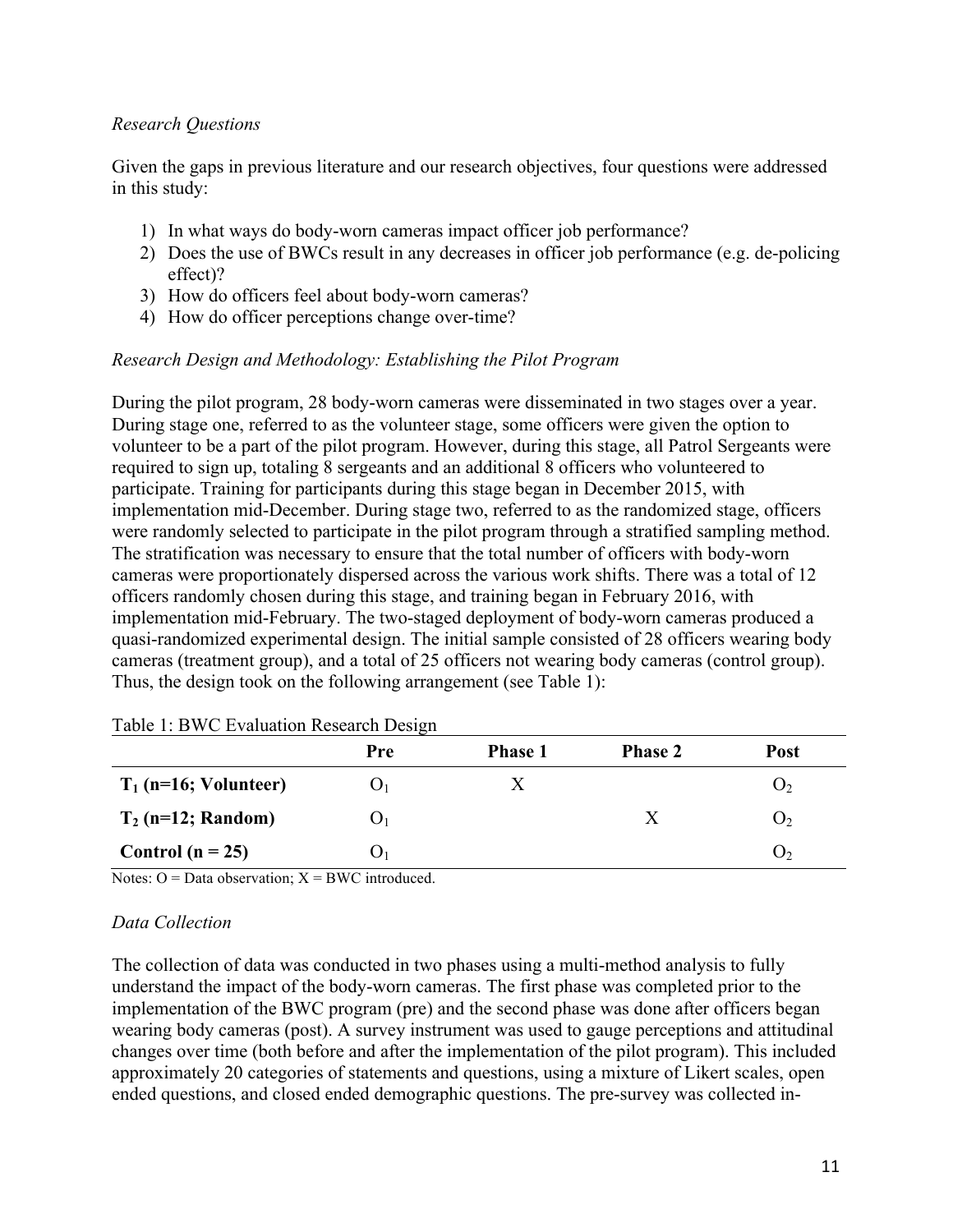*Research Questions*

Given the gaps in previous literature and our research objectives, four questions were addressed in this study:

1) In what ways do body-worn cameras impact officer job performance?
2) Does the use of BWCs result in any decreases in officer job performance (e.g. de-policing effect)?
3) How do officers feel about body-worn cameras?
4) How do officer perceptions change over-time?

*Research Design and Methodology: Establishing the Pilot Program*

During the pilot program, 28 body-worn cameras were disseminated in two stages over a year. During stage one, referred to as the volunteer stage, some officers were given the option to volunteer to be a part of the pilot program. However, during this stage, all Patrol Sergeants were required to sign up, totaling 8 sergeants and an additional 8 officers who volunteered to participate. Training for participants during this stage began in December 2015, with implementation mid-December. During stage two, referred to as the randomized stage, officers were randomly selected to participate in the pilot program through a stratified sampling method. The stratification was necessary to ensure that the total number of officers with body-worn cameras were proportionately dispersed across the various work shifts. There was a total of 12 officers randomly chosen during this stage, and training began in February 2016, with implementation mid-February. The two-staged deployment of body-worn cameras produced a quasi-randomized experimental design. The initial sample consisted of 28 officers wearing body cameras (treatment group), and a total of 25 officers not wearing body cameras (control group). Thus, the design took on the following arrangement (see Table 1):

Table 1: BWC Evaluation Research Design

| | Pre | Phase 1 | Phase 2 | Post |
|---|---|---|---|---|
| **$T_1$ (n=16; Volunteer)** | $O_1$ | X | | $O_2$ |
| **$T_2$ (n=12; Random)** | $O_1$ | | X | $O_2$ |
| **Control (n = 25)** | $O_1$ | | | $O_2$ |

Notes: O = Data observation; X = BWC introduced.

*Data Collection*

The collection of data was conducted in two phases using a multi-method analysis to fully understand the impact of the body-worn cameras. The first phase was completed prior to the implementation of the BWC program (pre) and the second phase was done after officers began wearing body cameras (post). A survey instrument was used to gauge perceptions and attitudinal changes over time (both before and after the implementation of the pilot program). This included approximately 20 categories of statements and questions, using a mixture of Likert scales, open ended questions, and closed ended demographic questions. The pre-survey was collected in-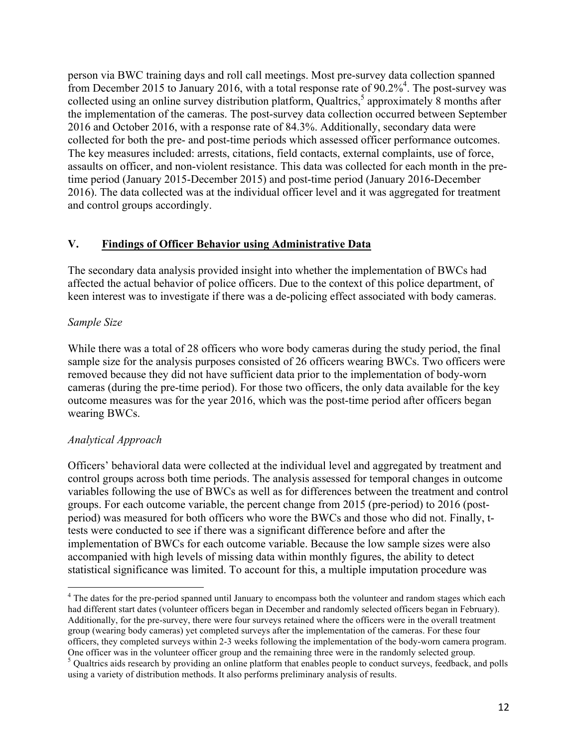person via BWC training days and roll call meetings. Most pre-survey data collection spanned from December 2015 to January 2016, with a total response rate of 90.2%[4]. The post-survey was collected using an online survey distribution platform, Qualtrics,[5] approximately 8 months after the implementation of the cameras. The post-survey data collection occurred between September 2016 and October 2016, with a response rate of 84.3%. Additionally, secondary data were collected for both the pre- and post-time periods which assessed officer performance outcomes. The key measures included: arrests, citations, field contacts, external complaints, use of force, assaults on officer, and non-violent resistance. This data was collected for each month in the pre-time period (January 2015-December 2015) and post-time period (January 2016-December 2016). The data collected was at the individual officer level and it was aggregated for treatment and control groups accordingly.

## V. Findings of Officer Behavior using Administrative Data

The secondary data analysis provided insight into whether the implementation of BWCs had affected the actual behavior of police officers. Due to the context of this police department, of keen interest was to investigate if there was a de-policing effect associated with body cameras.

### *Sample Size*

While there was a total of 28 officers who wore body cameras during the study period, the final sample size for the analysis purposes consisted of 26 officers wearing BWCs. Two officers were removed because they did not have sufficient data prior to the implementation of body-worn cameras (during the pre-time period). For those two officers, the only data available for the key outcome measures was for the year 2016, which was the post-time period after officers began wearing BWCs.

### *Analytical Approach*

Officers' behavioral data were collected at the individual level and aggregated by treatment and control groups across both time periods. The analysis assessed for temporal changes in outcome variables following the use of BWCs as well as for differences between the treatment and control groups. For each outcome variable, the percent change from 2015 (pre-period) to 2016 (post-period) was measured for both officers who wore the BWCs and those who did not. Finally, t-tests were conducted to see if there was a significant difference before and after the implementation of BWCs for each outcome variable. Because the low sample sizes were also accompanied with high levels of missing data within monthly figures, the ability to detect statistical significance was limited. To account for this, a multiple imputation procedure was

---

[4] The dates for the pre-period spanned until January to encompass both the volunteer and random stages which each had different start dates (volunteer officers began in December and randomly selected officers began in February). Additionally, for the pre-survey, there were four surveys retained where the officers were in the overall treatment group (wearing body cameras) yet completed surveys after the implementation of the cameras. For these four officers, they completed surveys within 2-3 weeks following the implementation of the body-worn camera program. One officer was in the volunteer officer group and the remaining three were in the randomly selected group.

[5] Qualtrics aids research by providing an online platform that enables people to conduct surveys, feedback, and polls using a variety of distribution methods. It also performs preliminary analysis of results.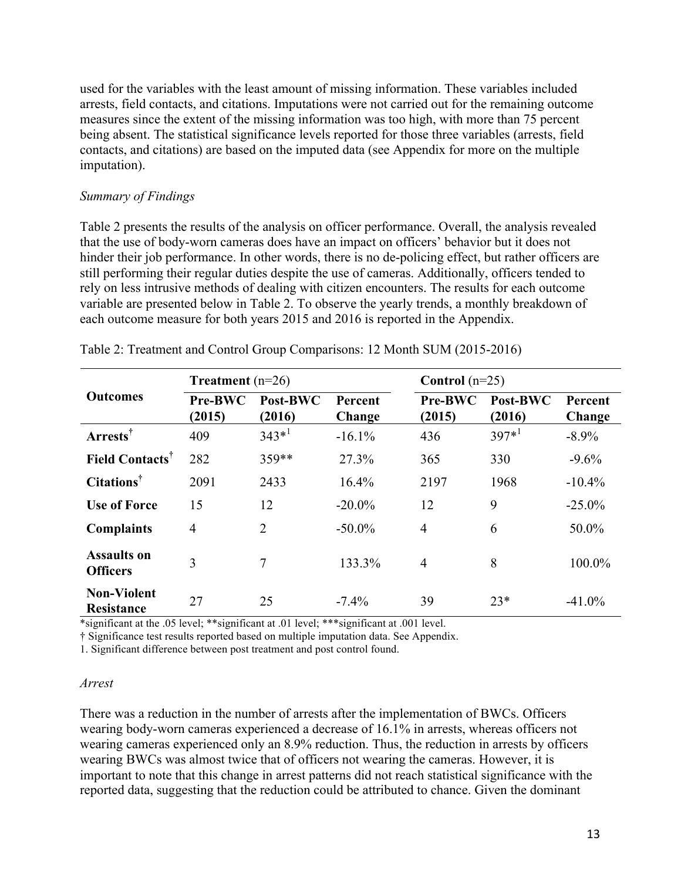used for the variables with the least amount of missing information. These variables included arrests, field contacts, and citations. Imputations were not carried out for the remaining outcome measures since the extent of the missing information was too high, with more than 75 percent being absent. The statistical significance levels reported for those three variables (arrests, field contacts, and citations) are based on the imputed data (see Appendix for more on the multiple imputation).

*Summary of Findings*

Table 2 presents the results of the analysis on officer performance. Overall, the analysis revealed that the use of body-worn cameras does have an impact on officers' behavior but it does not hinder their job performance. In other words, there is no de-policing effect, but rather officers are still performing their regular duties despite the use of cameras. Additionally, officers tended to rely on less intrusive methods of dealing with citizen encounters. The results for each outcome variable are presented below in Table 2. To observe the yearly trends, a monthly breakdown of each outcome measure for both years 2015 and 2016 is reported in the Appendix.

Table 2: Treatment and Control Group Comparisons: 12 Month SUM (2015-2016)

| Outcomes | **Treatment** (n=26) | | | **Control** (n=25) | | |
|---|---|---|---|---|---|---|
| | **Pre-BWC (2015)** | **Post-BWC (2016)** | **Percent Change** | **Pre-BWC (2015)** | **Post-BWC (2016)** | **Percent Change** |
| **Arrests**† | 409 | 343*[1] | -16.1% | 436 | 397*[1] | -8.9% |
| **Field Contacts**† | 282 | 359** | 27.3% | 365 | 330 | -9.6% |
| **Citations**† | 2091 | 2433 | 16.4% | 2197 | 1968 | -10.4% |
| **Use of Force** | 15 | 12 | -20.0% | 12 | 9 | -25.0% |
| **Complaints** | 4 | 2 | -50.0% | 4 | 6 | 50.0% |
| **Assaults on Officers** | 3 | 7 | 133.3% | 4 | 8 | 100.0% |
| **Non-Violent Resistance** | 27 | 25 | -7.4% | 39 | 23* | -41.0% |

*significant at the .05 level; **significant at .01 level; ***significant at .001 level.

† Significance test results reported based on multiple imputation data. See Appendix.

1. Significant difference between post treatment and post control found.

*Arrest*

There was a reduction in the number of arrests after the implementation of BWCs. Officers wearing body-worn cameras experienced a decrease of 16.1% in arrests, whereas officers not wearing cameras experienced only an 8.9% reduction. Thus, the reduction in arrests by officers wearing BWCs was almost twice that of officers not wearing the cameras. However, it is important to note that this change in arrest patterns did not reach statistical significance with the reported data, suggesting that the reduction could be attributed to chance. Given the dominant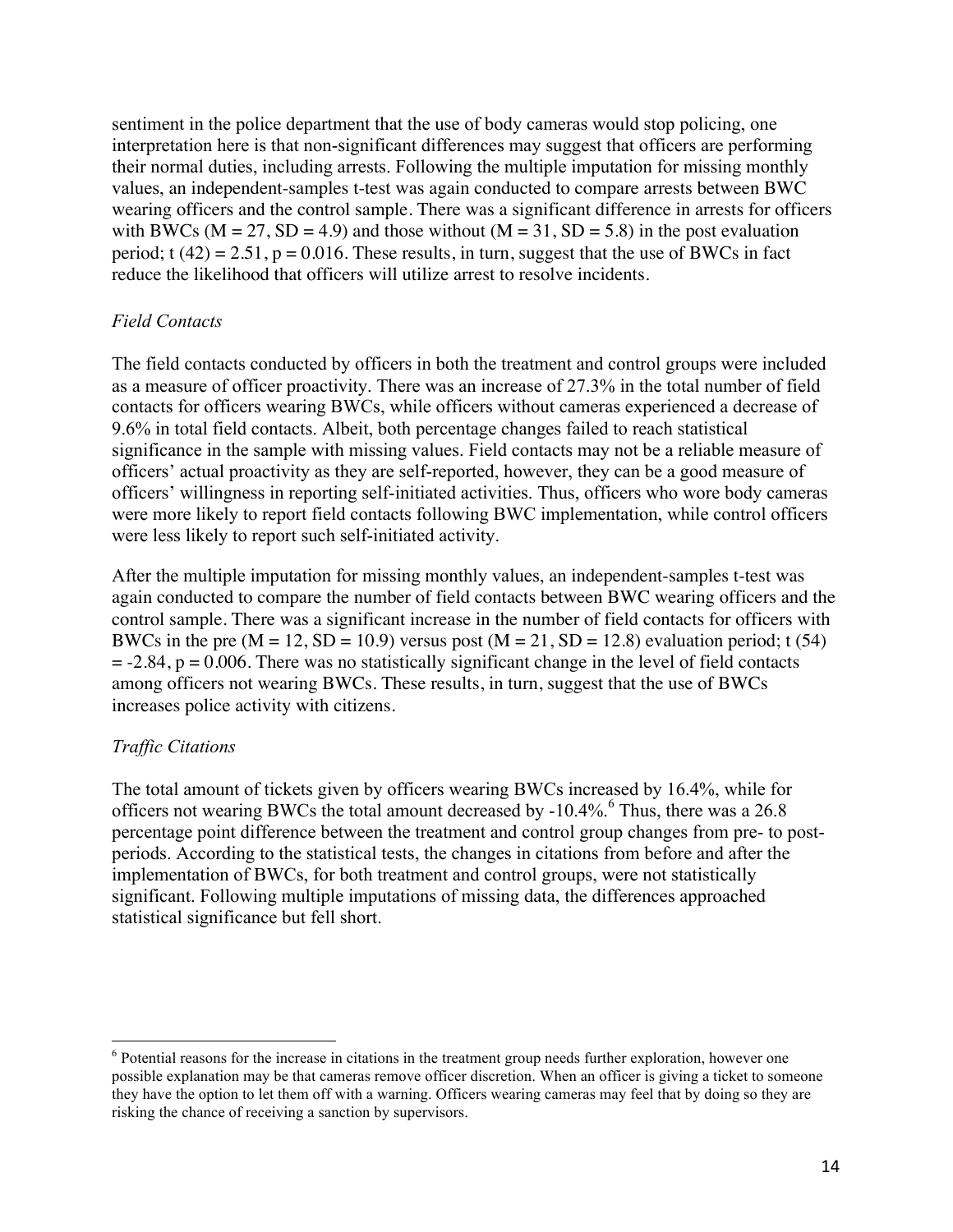sentiment in the police department that the use of body cameras would stop policing, one interpretation here is that non-significant differences may suggest that officers are performing their normal duties, including arrests. Following the multiple imputation for missing monthly values, an independent-samples t-test was again conducted to compare arrests between BWC wearing officers and the control sample. There was a significant difference in arrests for officers with BWCs ($M = 27$, $SD = 4.9$) and those without ($M = 31$, $SD = 5.8$) in the post evaluation period; $t(42) = 2.51$, $p = 0.016$. These results, in turn, suggest that the use of BWCs in fact reduce the likelihood that officers will utilize arrest to resolve incidents.

*Field Contacts*

The field contacts conducted by officers in both the treatment and control groups were included as a measure of officer proactivity. There was an increase of 27.3% in the total number of field contacts for officers wearing BWCs, while officers without cameras experienced a decrease of 9.6% in total field contacts. Albeit, both percentage changes failed to reach statistical significance in the sample with missing values. Field contacts may not be a reliable measure of officers' actual proactivity as they are self-reported, however, they can be a good measure of officers' willingness in reporting self-initiated activities. Thus, officers who wore body cameras were more likely to report field contacts following BWC implementation, while control officers were less likely to report such self-initiated activity.

After the multiple imputation for missing monthly values, an independent-samples t-test was again conducted to compare the number of field contacts between BWC wearing officers and the control sample. There was a significant increase in the number of field contacts for officers with BWCs in the pre ($M = 12$, $SD = 10.9$) versus post ($M = 21$, $SD = 12.8$) evaluation period; $t(54) = -2.84$, $p = 0.006$. There was no statistically significant change in the level of field contacts among officers not wearing BWCs. These results, in turn, suggest that the use of BWCs increases police activity with citizens.

*Traffic Citations*

The total amount of tickets given by officers wearing BWCs increased by 16.4%, while for officers not wearing BWCs the total amount decreased by -10.4%.[6] Thus, there was a 26.8 percentage point difference between the treatment and control group changes from pre- to post-periods. According to the statistical tests, the changes in citations from before and after the implementation of BWCs, for both treatment and control groups, were not statistically significant. Following multiple imputations of missing data, the differences approached statistical significance but fell short.

---

[6] Potential reasons for the increase in citations in the treatment group needs further exploration, however one possible explanation may be that cameras remove officer discretion. When an officer is giving a ticket to someone they have the option to let them off with a warning. Officers wearing cameras may feel that by doing so they are risking the chance of receiving a sanction by supervisors.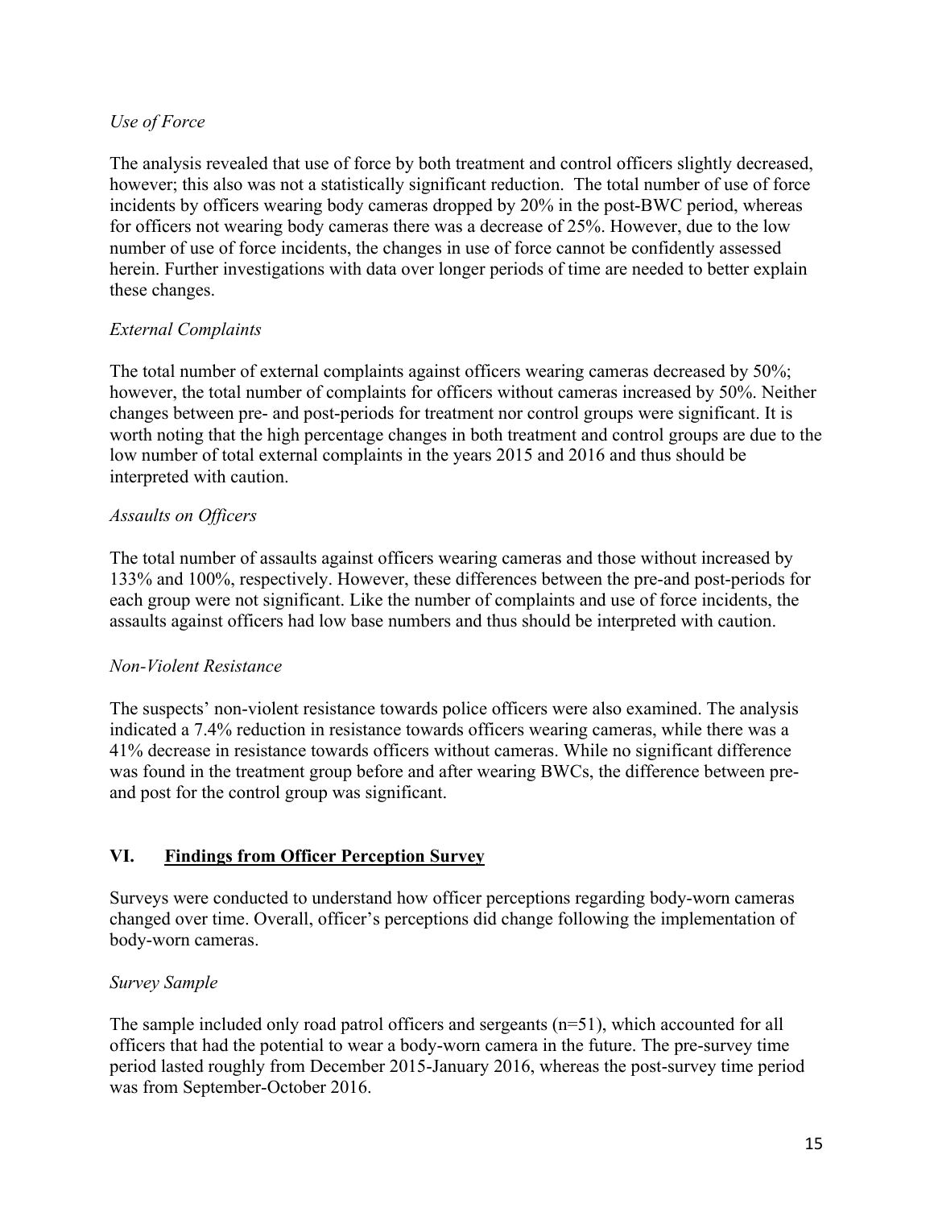*Use of Force*

The analysis revealed that use of force by both treatment and control officers slightly decreased, however; this also was not a statistically significant reduction. The total number of use of force incidents by officers wearing body cameras dropped by 20% in the post-BWC period, whereas for officers not wearing body cameras there was a decrease of 25%. However, due to the low number of use of force incidents, the changes in use of force cannot be confidently assessed herein. Further investigations with data over longer periods of time are needed to better explain these changes.

*External Complaints*

The total number of external complaints against officers wearing cameras decreased by 50%; however, the total number of complaints for officers without cameras increased by 50%. Neither changes between pre- and post-periods for treatment nor control groups were significant. It is worth noting that the high percentage changes in both treatment and control groups are due to the low number of total external complaints in the years 2015 and 2016 and thus should be interpreted with caution.

*Assaults on Officers*

The total number of assaults against officers wearing cameras and those without increased by 133% and 100%, respectively. However, these differences between the pre-and post-periods for each group were not significant. Like the number of complaints and use of force incidents, the assaults against officers had low base numbers and thus should be interpreted with caution.

*Non-Violent Resistance*

The suspects' non-violent resistance towards police officers were also examined. The analysis indicated a 7.4% reduction in resistance towards officers wearing cameras, while there was a 41% decrease in resistance towards officers without cameras. While no significant difference was found in the treatment group before and after wearing BWCs, the difference between pre- and post for the control group was significant.

## VI. <u>Findings from Officer Perception Survey</u>

Surveys were conducted to understand how officer perceptions regarding body-worn cameras changed over time. Overall, officer's perceptions did change following the implementation of body-worn cameras.

*Survey Sample*

The sample included only road patrol officers and sergeants (n=51), which accounted for all officers that had the potential to wear a body-worn camera in the future. The pre-survey time period lasted roughly from December 2015-January 2016, whereas the post-survey time period was from September-October 2016.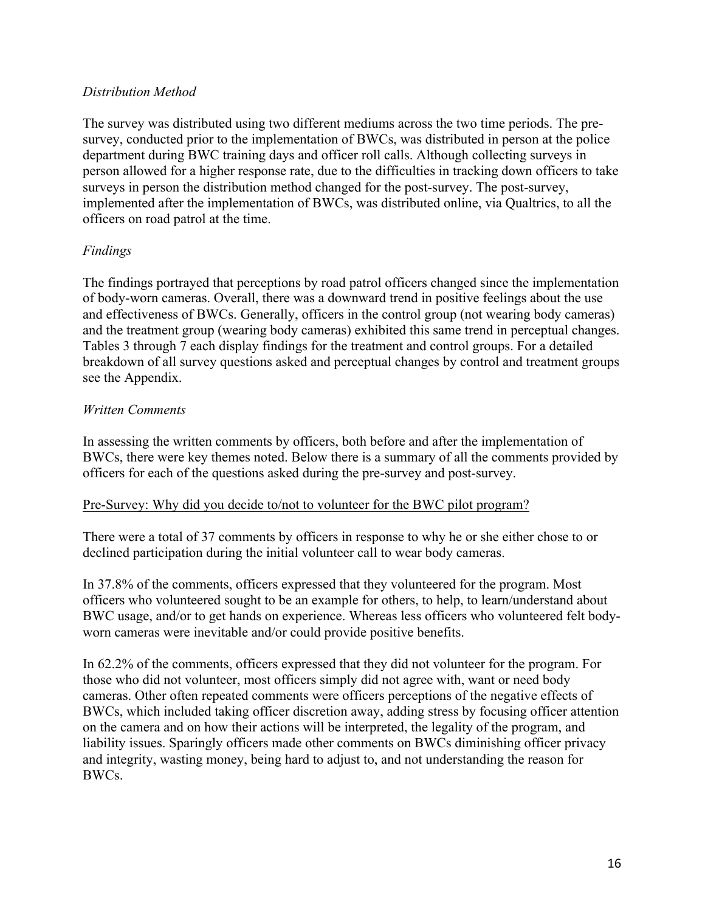*Distribution Method*

The survey was distributed using two different mediums across the two time periods. The pre-survey, conducted prior to the implementation of BWCs, was distributed in person at the police department during BWC training days and officer roll calls. Although collecting surveys in person allowed for a higher response rate, due to the difficulties in tracking down officers to take surveys in person the distribution method changed for the post-survey. The post-survey, implemented after the implementation of BWCs, was distributed online, via Qualtrics, to all the officers on road patrol at the time.

*Findings*

The findings portrayed that perceptions by road patrol officers changed since the implementation of body-worn cameras. Overall, there was a downward trend in positive feelings about the use and effectiveness of BWCs. Generally, officers in the control group (not wearing body cameras) and the treatment group (wearing body cameras) exhibited this same trend in perceptual changes. Tables 3 through 7 each display findings for the treatment and control groups. For a detailed breakdown of all survey questions asked and perceptual changes by control and treatment groups see the Appendix.

*Written Comments*

In assessing the written comments by officers, both before and after the implementation of BWCs, there were key themes noted. Below there is a summary of all the comments provided by officers for each of the questions asked during the pre-survey and post-survey.

<u>Pre-Survey: Why did you decide to/not to volunteer for the BWC pilot program?</u>

There were a total of 37 comments by officers in response to why he or she either chose to or declined participation during the initial volunteer call to wear body cameras.

In 37.8% of the comments, officers expressed that they volunteered for the program. Most officers who volunteered sought to be an example for others, to help, to learn/understand about BWC usage, and/or to get hands on experience. Whereas less officers who volunteered felt body-worn cameras were inevitable and/or could provide positive benefits.

In 62.2% of the comments, officers expressed that they did not volunteer for the program. For those who did not volunteer, most officers simply did not agree with, want or need body cameras. Other often repeated comments were officers perceptions of the negative effects of BWCs, which included taking officer discretion away, adding stress by focusing officer attention on the camera and on how their actions will be interpreted, the legality of the program, and liability issues. Sparingly officers made other comments on BWCs diminishing officer privacy and integrity, wasting money, being hard to adjust to, and not understanding the reason for BWCs.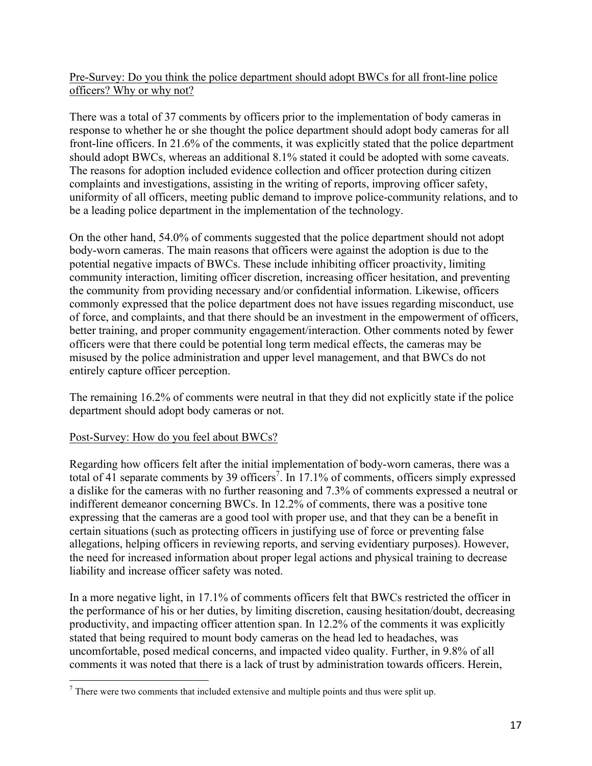Pre-Survey: Do you think the police department should adopt BWCs for all front-line police officers? Why or why not?

There was a total of 37 comments by officers prior to the implementation of body cameras in response to whether he or she thought the police department should adopt body cameras for all front-line officers. In 21.6% of the comments, it was explicitly stated that the police department should adopt BWCs, whereas an additional 8.1% stated it could be adopted with some caveats. The reasons for adoption included evidence collection and officer protection during citizen complaints and investigations, assisting in the writing of reports, improving officer safety, uniformity of all officers, meeting public demand to improve police-community relations, and to be a leading police department in the implementation of the technology.

On the other hand, 54.0% of comments suggested that the police department should not adopt body-worn cameras. The main reasons that officers were against the adoption is due to the potential negative impacts of BWCs. These include inhibiting officer proactivity, limiting community interaction, limiting officer discretion, increasing officer hesitation, and preventing the community from providing necessary and/or confidential information. Likewise, officers commonly expressed that the police department does not have issues regarding misconduct, use of force, and complaints, and that there should be an investment in the empowerment of officers, better training, and proper community engagement/interaction. Other comments noted by fewer officers were that there could be potential long term medical effects, the cameras may be misused by the police administration and upper level management, and that BWCs do not entirely capture officer perception.

The remaining 16.2% of comments were neutral in that they did not explicitly state if the police department should adopt body cameras or not.

Post-Survey: How do you feel about BWCs?

Regarding how officers felt after the initial implementation of body-worn cameras, there was a total of 41 separate comments by 39 officers[7]. In 17.1% of comments, officers simply expressed a dislike for the cameras with no further reasoning and 7.3% of comments expressed a neutral or indifferent demeanor concerning BWCs. In 12.2% of comments, there was a positive tone expressing that the cameras are a good tool with proper use, and that they can be a benefit in certain situations (such as protecting officers in justifying use of force or preventing false allegations, helping officers in reviewing reports, and serving evidentiary purposes). However, the need for increased information about proper legal actions and physical training to decrease liability and increase officer safety was noted.

In a more negative light, in 17.1% of comments officers felt that BWCs restricted the officer in the performance of his or her duties, by limiting discretion, causing hesitation/doubt, decreasing productivity, and impacting officer attention span. In 12.2% of the comments it was explicitly stated that being required to mount body cameras on the head led to headaches, was uncomfortable, posed medical concerns, and impacted video quality. Further, in 9.8% of all comments it was noted that there is a lack of trust by administration towards officers. Herein,

[7] There were two comments that included extensive and multiple points and thus were split up.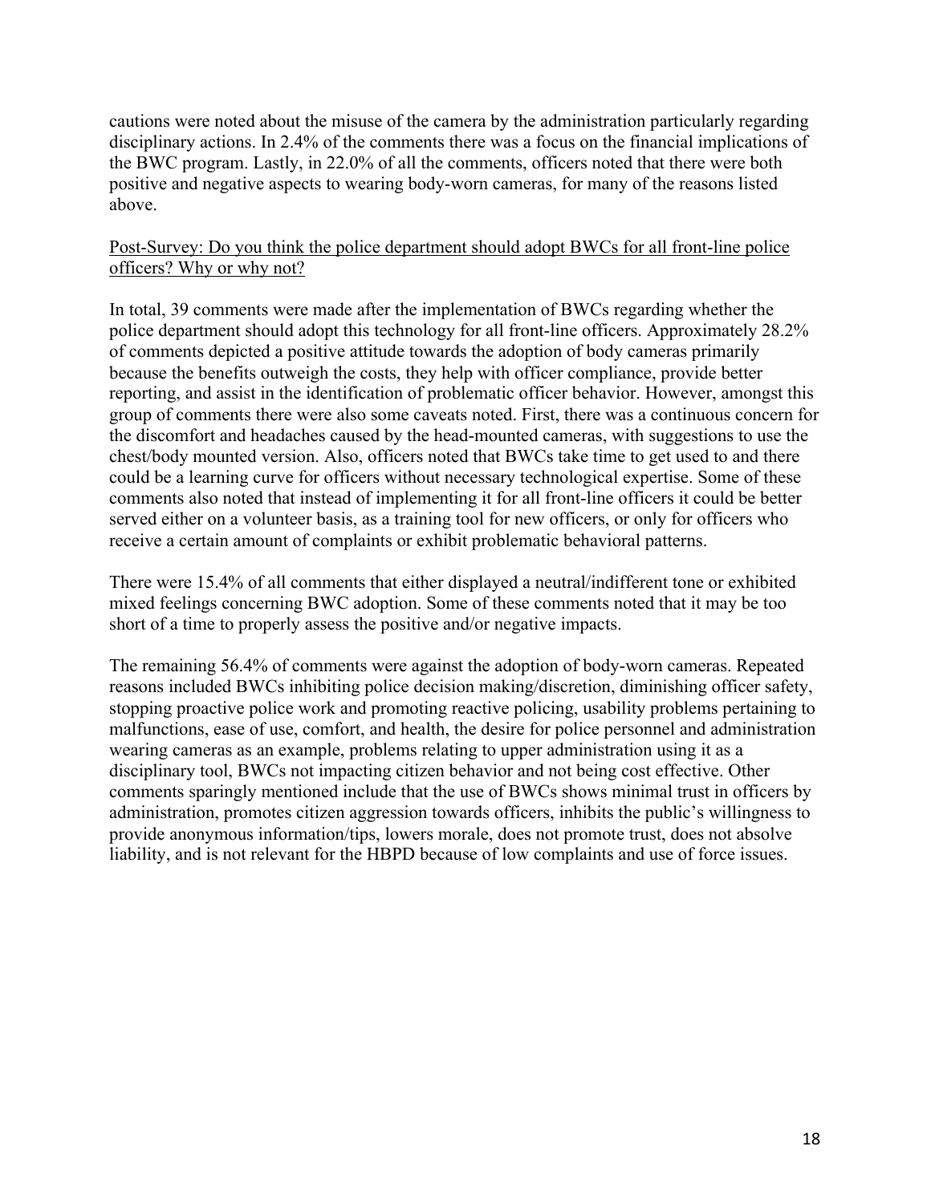cautions were noted about the misuse of the camera by the administration particularly regarding disciplinary actions. In 2.4% of the comments there was a focus on the financial implications of the BWC program. Lastly, in 22.0% of all the comments, officers noted that there were both positive and negative aspects to wearing body-worn cameras, for many of the reasons listed above.

<u>Post-Survey: Do you think the police department should adopt BWCs for all front-line police officers? Why or why not?</u>

In total, 39 comments were made after the implementation of BWCs regarding whether the police department should adopt this technology for all front-line officers. Approximately 28.2% of comments depicted a positive attitude towards the adoption of body cameras primarily because the benefits outweigh the costs, they help with officer compliance, provide better reporting, and assist in the identification of problematic officer behavior. However, amongst this group of comments there were also some caveats noted. First, there was a continuous concern for the discomfort and headaches caused by the head-mounted cameras, with suggestions to use the chest/body mounted version. Also, officers noted that BWCs take time to get used to and there could be a learning curve for officers without necessary technological expertise. Some of these comments also noted that instead of implementing it for all front-line officers it could be better served either on a volunteer basis, as a training tool for new officers, or only for officers who receive a certain amount of complaints or exhibit problematic behavioral patterns.

There were 15.4% of all comments that either displayed a neutral/indifferent tone or exhibited mixed feelings concerning BWC adoption. Some of these comments noted that it may be too short of a time to properly assess the positive and/or negative impacts.

The remaining 56.4% of comments were against the adoption of body-worn cameras. Repeated reasons included BWCs inhibiting police decision making/discretion, diminishing officer safety, stopping proactive police work and promoting reactive policing, usability problems pertaining to malfunctions, ease of use, comfort, and health, the desire for police personnel and administration wearing cameras as an example, problems relating to upper administration using it as a disciplinary tool, BWCs not impacting citizen behavior and not being cost effective. Other comments sparingly mentioned include that the use of BWCs shows minimal trust in officers by administration, promotes citizen aggression towards officers, inhibits the public's willingness to provide anonymous information/tips, lowers morale, does not promote trust, does not absolve liability, and is not relevant for the HBPD because of low complaints and use of force issues.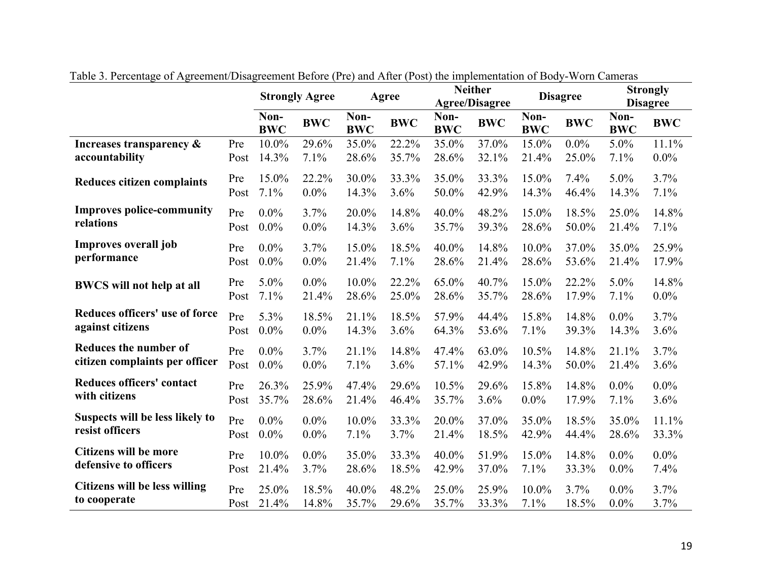Table 3. Percentage of Agreement/Disagreement Before (Pre) and After (Post) the implementation of Body-Worn Cameras

| | | Strongly Agree | | Agree | | Neither Agree/Disagree | | Disagree | | Strongly Disagree | |
|---|---|---|---|---|---|---|---|---|---|---|---|
| | | Non-BWC | BWC | Non-BWC | BWC | Non-BWC | BWC | Non-BWC | BWC | Non-BWC | BWC |
| **Increases transparency & accountability** | Pre | 10.0% | 29.6% | 35.0% | 22.2% | 35.0% | 37.0% | 15.0% | 0.0% | 5.0% | 11.1% |
| | Post | 14.3% | 7.1% | 28.6% | 35.7% | 28.6% | 32.1% | 21.4% | 25.0% | 7.1% | 0.0% |
| **Reduces citizen complaints** | Pre | 15.0% | 22.2% | 30.0% | 33.3% | 35.0% | 33.3% | 15.0% | 7.4% | 5.0% | 3.7% |
| | Post | 7.1% | 0.0% | 14.3% | 3.6% | 50.0% | 42.9% | 14.3% | 46.4% | 14.3% | 7.1% |
| **Improves police-community relations** | Pre | 0.0% | 3.7% | 20.0% | 14.8% | 40.0% | 48.2% | 15.0% | 18.5% | 25.0% | 14.8% |
| | Post | 0.0% | 0.0% | 14.3% | 3.6% | 35.7% | 39.3% | 28.6% | 50.0% | 21.4% | 7.1% |
| **Improves overall job performance** | Pre | 0.0% | 3.7% | 15.0% | 18.5% | 40.0% | 14.8% | 10.0% | 37.0% | 35.0% | 25.9% |
| | Post | 0.0% | 0.0% | 21.4% | 7.1% | 28.6% | 21.4% | 28.6% | 53.6% | 21.4% | 17.9% |
| **BWCS will not help at all** | Pre | 5.0% | 0.0% | 10.0% | 22.2% | 65.0% | 40.7% | 15.0% | 22.2% | 5.0% | 14.8% |
| | Post | 7.1% | 21.4% | 28.6% | 25.0% | 28.6% | 35.7% | 28.6% | 17.9% | 7.1% | 0.0% |
| **Reduces officers' use of force against citizens** | Pre | 5.3% | 18.5% | 21.1% | 18.5% | 57.9% | 44.4% | 15.8% | 14.8% | 0.0% | 3.7% |
| | Post | 0.0% | 0.0% | 14.3% | 3.6% | 64.3% | 53.6% | 7.1% | 39.3% | 14.3% | 3.6% |
| **Reduces the number of citizen complaints per officer** | Pre | 0.0% | 3.7% | 21.1% | 14.8% | 47.4% | 63.0% | 10.5% | 14.8% | 21.1% | 3.7% |
| | Post | 0.0% | 0.0% | 7.1% | 3.6% | 57.1% | 42.9% | 14.3% | 50.0% | 21.4% | 3.6% |
| **Reduces officers' contact with citizens** | Pre | 26.3% | 25.9% | 47.4% | 29.6% | 10.5% | 29.6% | 15.8% | 14.8% | 0.0% | 0.0% |
| | Post | 35.7% | 28.6% | 21.4% | 46.4% | 35.7% | 3.6% | 0.0% | 17.9% | 7.1% | 3.6% |
| **Suspects will be less likely to resist officers** | Pre | 0.0% | 0.0% | 10.0% | 33.3% | 20.0% | 37.0% | 35.0% | 18.5% | 35.0% | 11.1% |
| | Post | 0.0% | 0.0% | 7.1% | 3.7% | 21.4% | 18.5% | 42.9% | 44.4% | 28.6% | 33.3% |
| **Citizens will be more defensive to officers** | Pre | 10.0% | 0.0% | 35.0% | 33.3% | 40.0% | 51.9% | 15.0% | 14.8% | 0.0% | 0.0% |
| | Post | 21.4% | 3.7% | 28.6% | 18.5% | 42.9% | 37.0% | 7.1% | 33.3% | 0.0% | 7.4% |
| **Citizens will be less willing to cooperate** | Pre | 25.0% | 18.5% | 40.0% | 48.2% | 25.0% | 25.9% | 10.0% | 3.7% | 0.0% | 3.7% |
| | Post | 21.4% | 14.8% | 35.7% | 29.6% | 35.7% | 33.3% | 7.1% | 18.5% | 0.0% | 3.7% |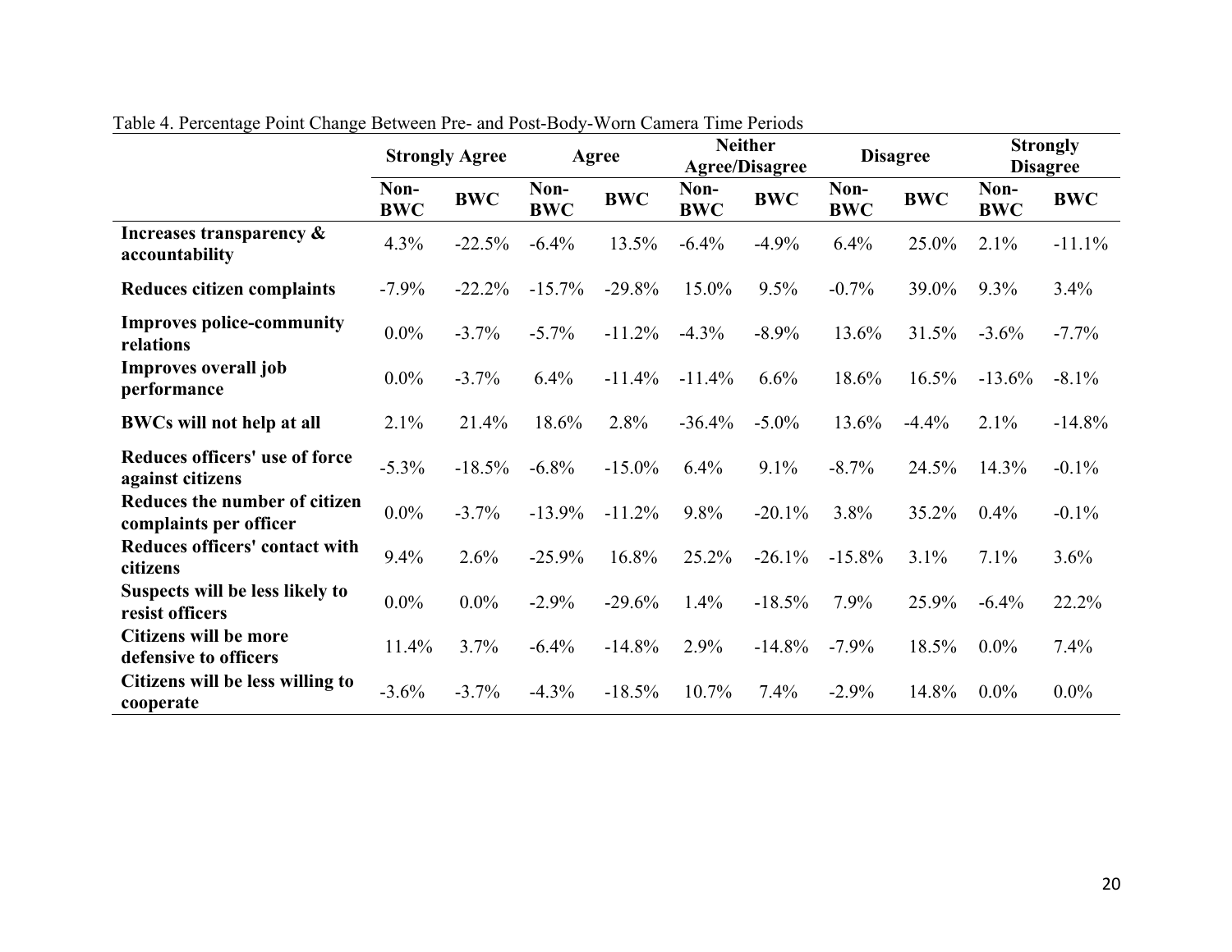Table 4. Percentage Point Change Between Pre- and Post-Body-Worn Camera Time Periods

| | Strongly Agree | | Agree | | Neither Agree/Disagree | | Disagree | | Strongly Disagree | |
|---|---|---|---|---|---|---|---|---|---|---|
| | Non-BWC | BWC | Non-BWC | BWC | Non-BWC | BWC | Non-BWC | BWC | Non-BWC | BWC |
| **Increases transparency & accountability** | 4.3% | -22.5% | -6.4% | 13.5% | -6.4% | -4.9% | 6.4% | 25.0% | 2.1% | -11.1% |
| **Reduces citizen complaints** | -7.9% | -22.2% | -15.7% | -29.8% | 15.0% | 9.5% | -0.7% | 39.0% | 9.3% | 3.4% |
| **Improves police-community relations** | 0.0% | -3.7% | -5.7% | -11.2% | -4.3% | -8.9% | 13.6% | 31.5% | -3.6% | -7.7% |
| **Improves overall job performance** | 0.0% | -3.7% | 6.4% | -11.4% | -11.4% | 6.6% | 18.6% | 16.5% | -13.6% | -8.1% |
| **BWCs will not help at all** | 2.1% | 21.4% | 18.6% | 2.8% | -36.4% | -5.0% | 13.6% | -4.4% | 2.1% | -14.8% |
| **Reduces officers' use of force against citizens** | -5.3% | -18.5% | -6.8% | -15.0% | 6.4% | 9.1% | -8.7% | 24.5% | 14.3% | -0.1% |
| **Reduces the number of citizen complaints per officer** | 0.0% | -3.7% | -13.9% | -11.2% | 9.8% | -20.1% | 3.8% | 35.2% | 0.4% | -0.1% |
| **Reduces officers' contact with citizens** | 9.4% | 2.6% | -25.9% | 16.8% | 25.2% | -26.1% | -15.8% | 3.1% | 7.1% | 3.6% |
| **Suspects will be less likely to resist officers** | 0.0% | 0.0% | -2.9% | -29.6% | 1.4% | -18.5% | 7.9% | 25.9% | -6.4% | 22.2% |
| **Citizens will be more defensive to officers** | 11.4% | 3.7% | -6.4% | -14.8% | 2.9% | -14.8% | -7.9% | 18.5% | 0.0% | 7.4% |
| **Citizens will be less willing to cooperate** | -3.6% | -3.7% | -4.3% | -18.5% | 10.7% | 7.4% | -2.9% | 14.8% | 0.0% | 0.0% |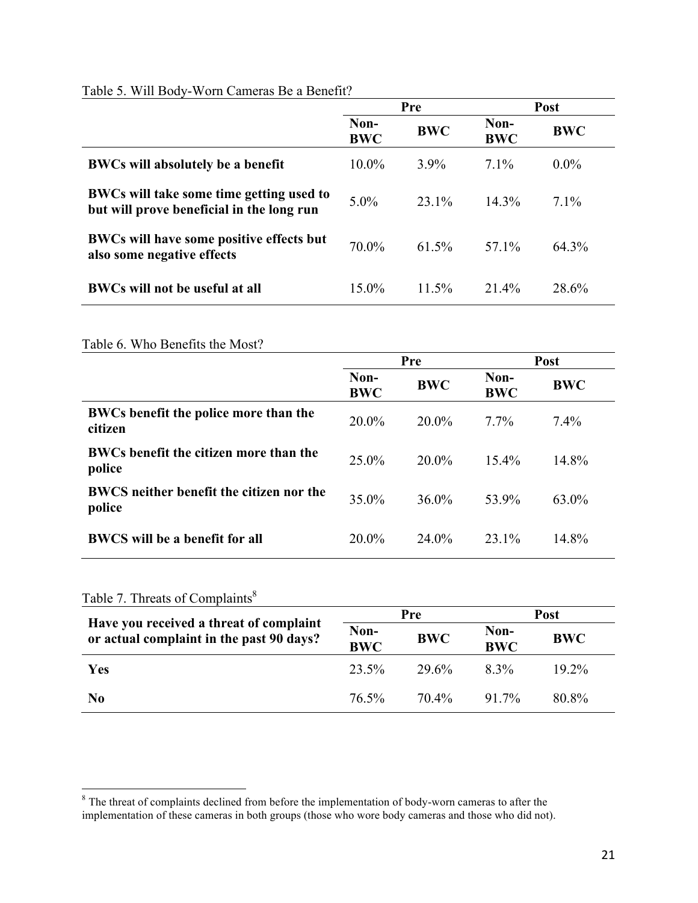Table 5. Will Body-Worn Cameras Be a Benefit?

| | Pre | | Post | |
|---|---|---|---|---|
| | Non-BWC | BWC | Non-BWC | BWC |
| **BWCs will absolutely be a benefit** | 10.0% | 3.9% | 7.1% | 0.0% |
| **BWCs will take some time getting used to but will prove beneficial in the long run** | 5.0% | 23.1% | 14.3% | 7.1% |
| **BWCs will have some positive effects but also some negative effects** | 70.0% | 61.5% | 57.1% | 64.3% |
| **BWCs will not be useful at all** | 15.0% | 11.5% | 21.4% | 28.6% |

Table 6. Who Benefits the Most?

| | Pre | | Post | |
|---|---|---|---|---|
| | Non-BWC | BWC | Non-BWC | BWC |
| **BWCs benefit the police more than the citizen** | 20.0% | 20.0% | 7.7% | 7.4% |
| **BWCs benefit the citizen more than the police** | 25.0% | 20.0% | 15.4% | 14.8% |
| **BWCS neither benefit the citizen nor the police** | 35.0% | 36.0% | 53.9% | 63.0% |
| **BWCS will be a benefit for all** | 20.0% | 24.0% | 23.1% | 14.8% |

Table 7. Threats of Complaints[8]

| **Have you received a threat of complaint or actual complaint in the past 90 days?** | Pre | | Post | |
|---|---|---|---|---|
| | Non-BWC | BWC | Non-BWC | BWC |
| **Yes** | 23.5% | 29.6% | 8.3% | 19.2% |
| **No** | 76.5% | 70.4% | 91.7% | 80.8% |

[8] The threat of complaints declined from before the implementation of body-worn cameras to after the implementation of these cameras in both groups (those who wore body cameras and those who did not).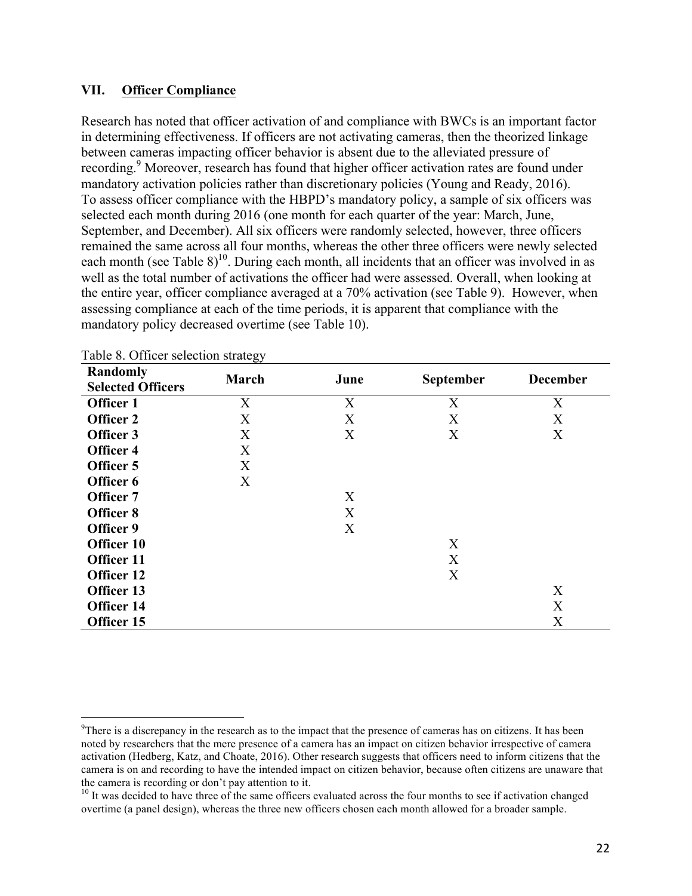## VII. Officer Compliance

Research has noted that officer activation of and compliance with BWCs is an important factor in determining effectiveness. If officers are not activating cameras, then the theorized linkage between cameras impacting officer behavior is absent due to the alleviated pressure of recording.[9] Moreover, research has found that higher officer activation rates are found under mandatory activation policies rather than discretionary policies (Young and Ready, 2016). To assess officer compliance with the HBPD's mandatory policy, a sample of six officers was selected each month during 2016 (one month for each quarter of the year: March, June, September, and December). All six officers were randomly selected, however, three officers remained the same across all four months, whereas the other three officers were newly selected each month (see Table 8)[10]. During each month, all incidents that an officer was involved in as well as the total number of activations the officer had were assessed. Overall, when looking at the entire year, officer compliance averaged at a 70% activation (see Table 9). However, when assessing compliance at each of the time periods, it is apparent that compliance with the mandatory policy decreased overtime (see Table 10).

Table 8. Officer selection strategy

| Randomly Selected Officers | March | June | September | December |
|---|---|---|---|---|
| **Officer 1** | X | X | X | X |
| **Officer 2** | X | X | X | X |
| **Officer 3** | X | X | X | X |
| **Officer 4** | X | | | |
| **Officer 5** | X | | | |
| **Officer 6** | X | | | |
| **Officer 7** | | X | | |
| **Officer 8** | | X | | |
| **Officer 9** | | X | | |
| **Officer 10** | | | X | |
| **Officer 11** | | | X | |
| **Officer 12** | | | X | |
| **Officer 13** | | | | X |
| **Officer 14** | | | | X |
| **Officer 15** | | | | X |

[9] There is a discrepancy in the research as to the impact that the presence of cameras has on citizens. It has been noted by researchers that the mere presence of a camera has an impact on citizen behavior irrespective of camera activation (Hedberg, Katz, and Choate, 2016). Other research suggests that officers need to inform citizens that the camera is on and recording to have the intended impact on citizen behavior, because often citizens are unaware that the camera is recording or don't pay attention to it.

[10] It was decided to have three of the same officers evaluated across the four months to see if activation changed overtime (a panel design), whereas the three new officers chosen each month allowed for a broader sample.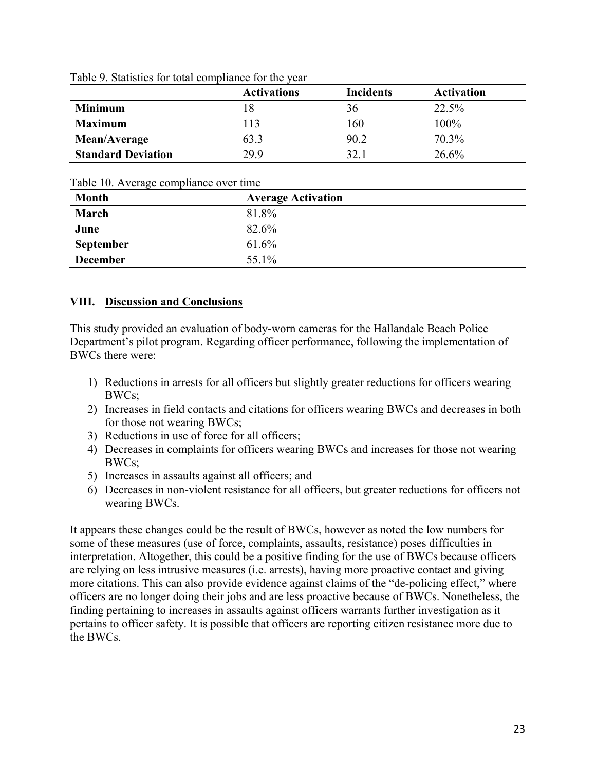Table 9. Statistics for total compliance for the year

| | Activations | Incidents | Activation |
|---|---|---|---|
| **Minimum** | 18 | 36 | 22.5% |
| **Maximum** | 113 | 160 | 100% |
| **Mean/Average** | 63.3 | 90.2 | 70.3% |
| **Standard Deviation** | 29.9 | 32.1 | 26.6% |

Table 10. Average compliance over time

| Month | Average Activation |
|---|---|
| **March** | 81.8% |
| **June** | 82.6% |
| **September** | 61.6% |
| **December** | 55.1% |

## VIII. Discussion and Conclusions

This study provided an evaluation of body-worn cameras for the Hallandale Beach Police Department's pilot program. Regarding officer performance, following the implementation of BWCs there were:

1) Reductions in arrests for all officers but slightly greater reductions for officers wearing BWCs;
2) Increases in field contacts and citations for officers wearing BWCs and decreases in both for those not wearing BWCs;
3) Reductions in use of force for all officers;
4) Decreases in complaints for officers wearing BWCs and increases for those not wearing BWCs;
5) Increases in assaults against all officers; and
6) Decreases in non-violent resistance for all officers, but greater reductions for officers not wearing BWCs.

It appears these changes could be the result of BWCs, however as noted the low numbers for some of these measures (use of force, complaints, assaults, resistance) poses difficulties in interpretation. Altogether, this could be a positive finding for the use of BWCs because officers are relying on less intrusive measures (i.e. arrests), having more proactive contact and giving more citations. This can also provide evidence against claims of the "de-policing effect," where officers are no longer doing their jobs and are less proactive because of BWCs. Nonetheless, the finding pertaining to increases in assaults against officers warrants further investigation as it pertains to officer safety. It is possible that officers are reporting citizen resistance more due to the BWCs.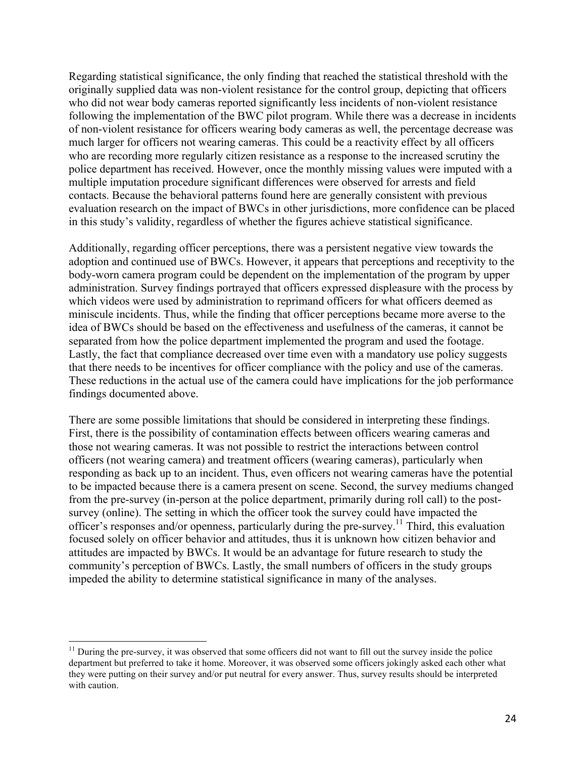Regarding statistical significance, the only finding that reached the statistical threshold with the originally supplied data was non-violent resistance for the control group, depicting that officers who did not wear body cameras reported significantly less incidents of non-violent resistance following the implementation of the BWC pilot program. While there was a decrease in incidents of non-violent resistance for officers wearing body cameras as well, the percentage decrease was much larger for officers not wearing cameras. This could be a reactivity effect by all officers who are recording more regularly citizen resistance as a response to the increased scrutiny the police department has received. However, once the monthly missing values were imputed with a multiple imputation procedure significant differences were observed for arrests and field contacts. Because the behavioral patterns found here are generally consistent with previous evaluation research on the impact of BWCs in other jurisdictions, more confidence can be placed in this study's validity, regardless of whether the figures achieve statistical significance.

Additionally, regarding officer perceptions, there was a persistent negative view towards the adoption and continued use of BWCs. However, it appears that perceptions and receptivity to the body-worn camera program could be dependent on the implementation of the program by upper administration. Survey findings portrayed that officers expressed displeasure with the process by which videos were used by administration to reprimand officers for what officers deemed as miniscule incidents. Thus, while the finding that officer perceptions became more averse to the idea of BWCs should be based on the effectiveness and usefulness of the cameras, it cannot be separated from how the police department implemented the program and used the footage. Lastly, the fact that compliance decreased over time even with a mandatory use policy suggests that there needs to be incentives for officer compliance with the policy and use of the cameras. These reductions in the actual use of the camera could have implications for the job performance findings documented above.

There are some possible limitations that should be considered in interpreting these findings. First, there is the possibility of contamination effects between officers wearing cameras and those not wearing cameras. It was not possible to restrict the interactions between control officers (not wearing camera) and treatment officers (wearing cameras), particularly when responding as back up to an incident. Thus, even officers not wearing cameras have the potential to be impacted because there is a camera present on scene. Second, the survey mediums changed from the pre-survey (in-person at the police department, primarily during roll call) to the post-survey (online). The setting in which the officer took the survey could have impacted the officer's responses and/or openness, particularly during the pre-survey.[11] Third, this evaluation focused solely on officer behavior and attitudes, thus it is unknown how citizen behavior and attitudes are impacted by BWCs. It would be an advantage for future research to study the community's perception of BWCs. Lastly, the small numbers of officers in the study groups impeded the ability to determine statistical significance in many of the analyses.

[11] During the pre-survey, it was observed that some officers did not want to fill out the survey inside the police department but preferred to take it home. Moreover, it was observed some officers jokingly asked each other what they were putting on their survey and/or put neutral for every answer. Thus, survey results should be interpreted with caution.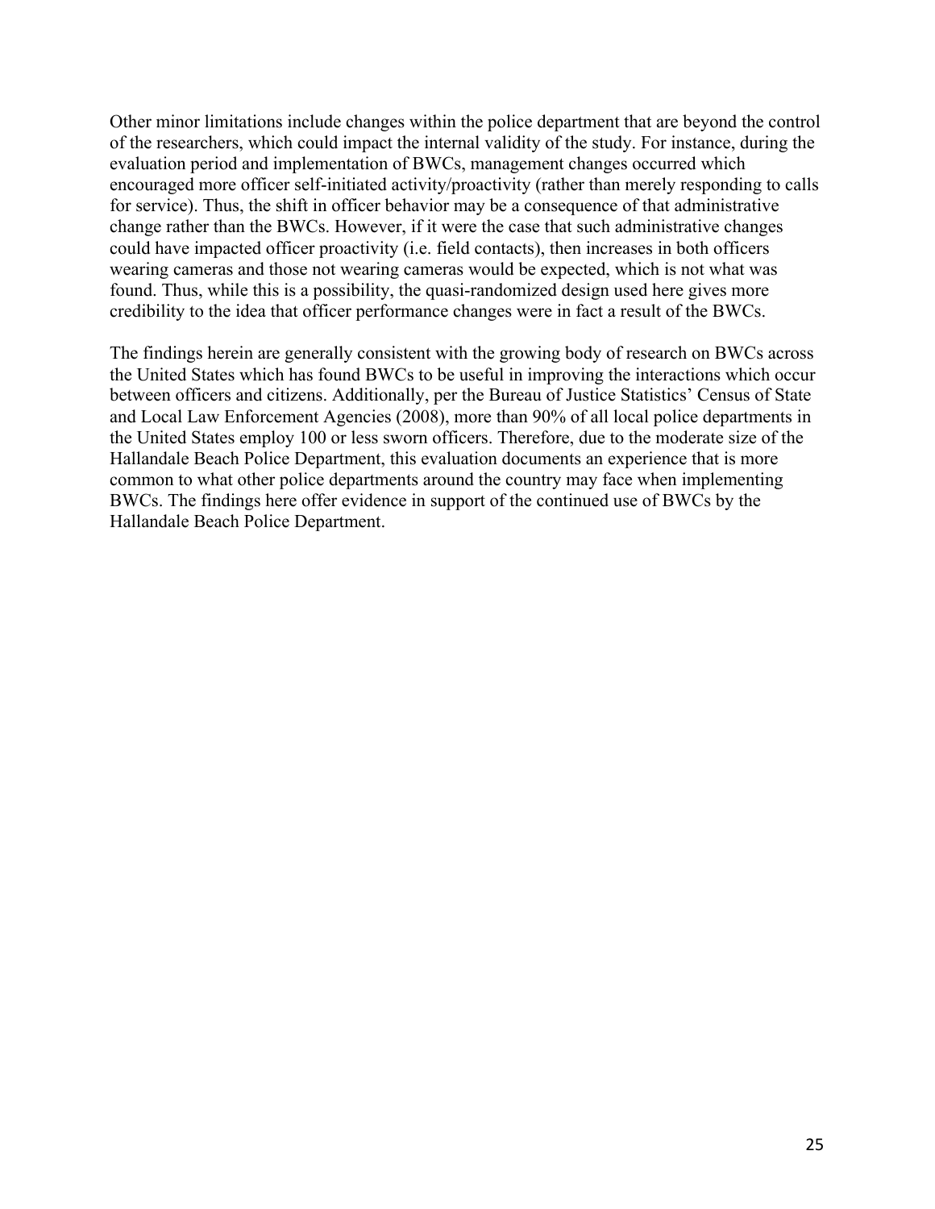Other minor limitations include changes within the police department that are beyond the control of the researchers, which could impact the internal validity of the study. For instance, during the evaluation period and implementation of BWCs, management changes occurred which encouraged more officer self-initiated activity/proactivity (rather than merely responding to calls for service). Thus, the shift in officer behavior may be a consequence of that administrative change rather than the BWCs. However, if it were the case that such administrative changes could have impacted officer proactivity (i.e. field contacts), then increases in both officers wearing cameras and those not wearing cameras would be expected, which is not what was found. Thus, while this is a possibility, the quasi-randomized design used here gives more credibility to the idea that officer performance changes were in fact a result of the BWCs.

The findings herein are generally consistent with the growing body of research on BWCs across the United States which has found BWCs to be useful in improving the interactions which occur between officers and citizens. Additionally, per the Bureau of Justice Statistics' Census of State and Local Law Enforcement Agencies (2008), more than 90% of all local police departments in the United States employ 100 or less sworn officers. Therefore, due to the moderate size of the Hallandale Beach Police Department, this evaluation documents an experience that is more common to what other police departments around the country may face when implementing BWCs. The findings here offer evidence in support of the continued use of BWCs by the Hallandale Beach Police Department.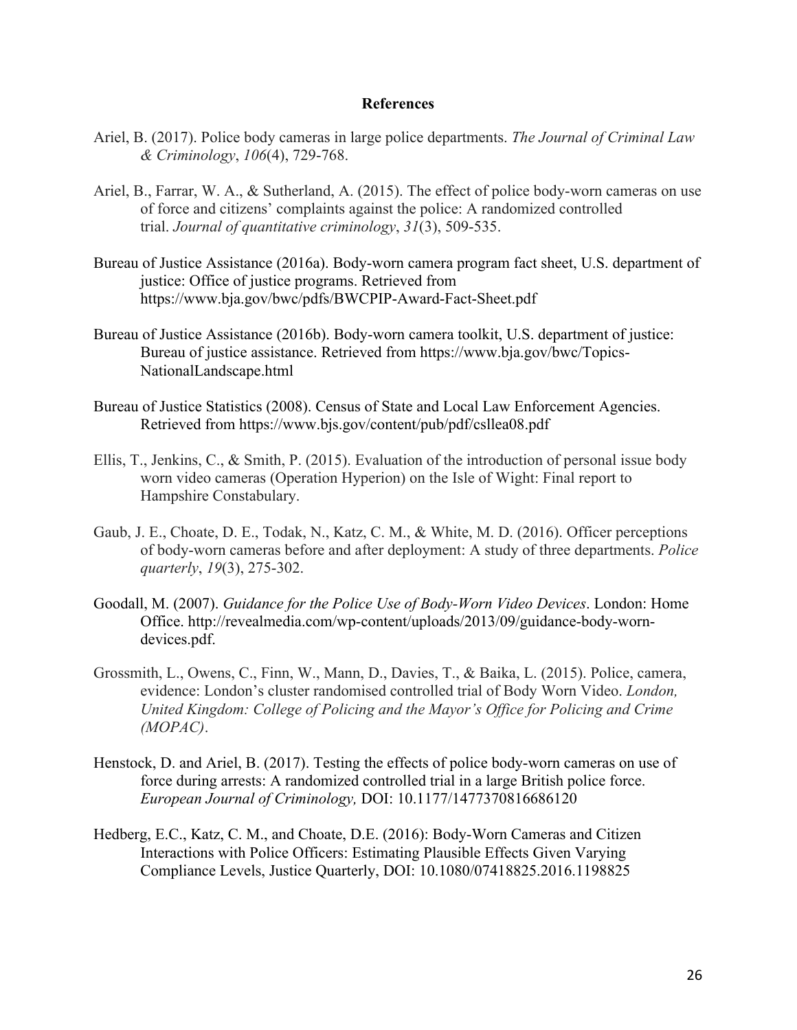## References

Ariel, B. (2017). Police body cameras in large police departments. *The Journal of Criminal Law & Criminology*, *106*(4), 729-768.

Ariel, B., Farrar, W. A., & Sutherland, A. (2015). The effect of police body-worn cameras on use of force and citizens' complaints against the police: A randomized controlled trial. *Journal of quantitative criminology*, *31*(3), 509-535.

Bureau of Justice Assistance (2016a). Body-worn camera program fact sheet, U.S. department of justice: Office of justice programs. Retrieved from https://www.bja.gov/bwc/pdfs/BWCPIP-Award-Fact-Sheet.pdf

Bureau of Justice Assistance (2016b). Body-worn camera toolkit, U.S. department of justice: Bureau of justice assistance. Retrieved from https://www.bja.gov/bwc/Topics-NationalLandscape.html

Bureau of Justice Statistics (2008). Census of State and Local Law Enforcement Agencies. Retrieved from https://www.bjs.gov/content/pub/pdf/csllea08.pdf

Ellis, T., Jenkins, C., & Smith, P. (2015). Evaluation of the introduction of personal issue body worn video cameras (Operation Hyperion) on the Isle of Wight: Final report to Hampshire Constabulary.

Gaub, J. E., Choate, D. E., Todak, N., Katz, C. M., & White, M. D. (2016). Officer perceptions of body-worn cameras before and after deployment: A study of three departments. *Police quarterly*, *19*(3), 275-302.

Goodall, M. (2007). *Guidance for the Police Use of Body-Worn Video Devices*. London: Home Office. http://revealmedia.com/wp-content/uploads/2013/09/guidance-body-worn-devices.pdf.

Grossmith, L., Owens, C., Finn, W., Mann, D., Davies, T., & Baika, L. (2015). Police, camera, evidence: London's cluster randomised controlled trial of Body Worn Video. *London, United Kingdom: College of Policing and the Mayor's Office for Policing and Crime (MOPAC)*.

Henstock, D. and Ariel, B. (2017). Testing the effects of police body-worn cameras on use of force during arrests: A randomized controlled trial in a large British police force. *European Journal of Criminology,* DOI: 10.1177/1477370816686120

Hedberg, E.C., Katz, C. M., and Choate, D.E. (2016): Body-Worn Cameras and Citizen Interactions with Police Officers: Estimating Plausible Effects Given Varying Compliance Levels, Justice Quarterly, DOI: 10.1080/07418825.2016.1198825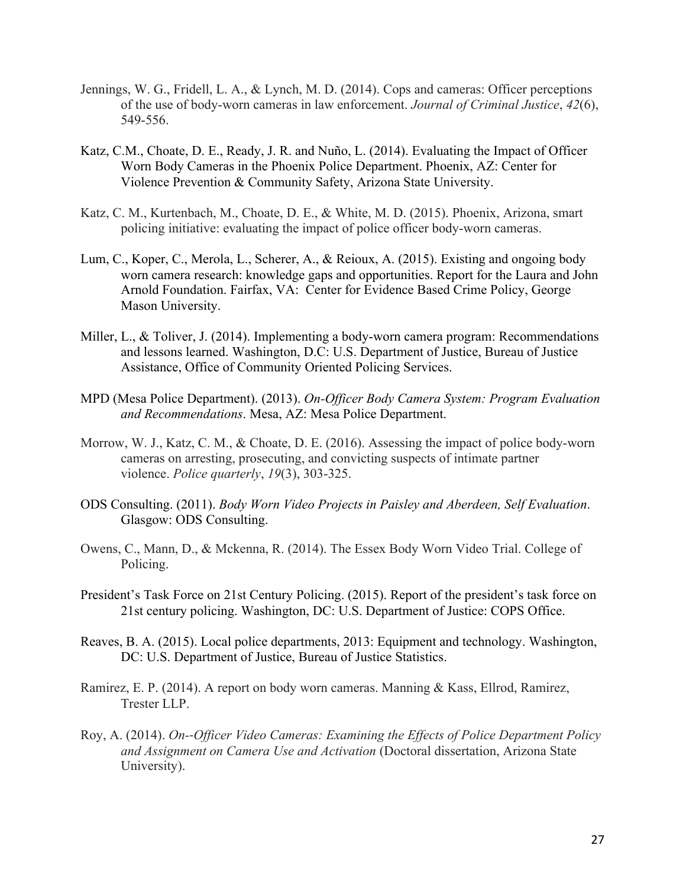Jennings, W. G., Fridell, L. A., & Lynch, M. D. (2014). Cops and cameras: Officer perceptions of the use of body-worn cameras in law enforcement. *Journal of Criminal Justice*, *42*(6), 549-556.

Katz, C.M., Choate, D. E., Ready, J. R. and Nuño, L. (2014). Evaluating the Impact of Officer Worn Body Cameras in the Phoenix Police Department. Phoenix, AZ: Center for Violence Prevention & Community Safety, Arizona State University.

Katz, C. M., Kurtenbach, M., Choate, D. E., & White, M. D. (2015). Phoenix, Arizona, smart policing initiative: evaluating the impact of police officer body-worn cameras.

Lum, C., Koper, C., Merola, L., Scherer, A., & Reioux, A. (2015). Existing and ongoing body worn camera research: knowledge gaps and opportunities. Report for the Laura and John Arnold Foundation. Fairfax, VA: Center for Evidence Based Crime Policy, George Mason University.

Miller, L., & Toliver, J. (2014). Implementing a body-worn camera program: Recommendations and lessons learned. Washington, D.C: U.S. Department of Justice, Bureau of Justice Assistance, Office of Community Oriented Policing Services.

MPD (Mesa Police Department). (2013). *On-Officer Body Camera System: Program Evaluation and Recommendations*. Mesa, AZ: Mesa Police Department.

Morrow, W. J., Katz, C. M., & Choate, D. E. (2016). Assessing the impact of police body-worn cameras on arresting, prosecuting, and convicting suspects of intimate partner violence. *Police quarterly*, *19*(3), 303-325.

ODS Consulting. (2011). *Body Worn Video Projects in Paisley and Aberdeen, Self Evaluation*. Glasgow: ODS Consulting.

Owens, C., Mann, D., & Mckenna, R. (2014). The Essex Body Worn Video Trial. College of Policing.

President's Task Force on 21st Century Policing. (2015). Report of the president's task force on 21st century policing. Washington, DC: U.S. Department of Justice: COPS Office.

Reaves, B. A. (2015). Local police departments, 2013: Equipment and technology. Washington, DC: U.S. Department of Justice, Bureau of Justice Statistics.

Ramirez, E. P. (2014). A report on body worn cameras. Manning & Kass, Ellrod, Ramirez, Trester LLP.

Roy, A. (2014). *On--Officer Video Cameras: Examining the Effects of Police Department Policy and Assignment on Camera Use and Activation* (Doctoral dissertation, Arizona State University).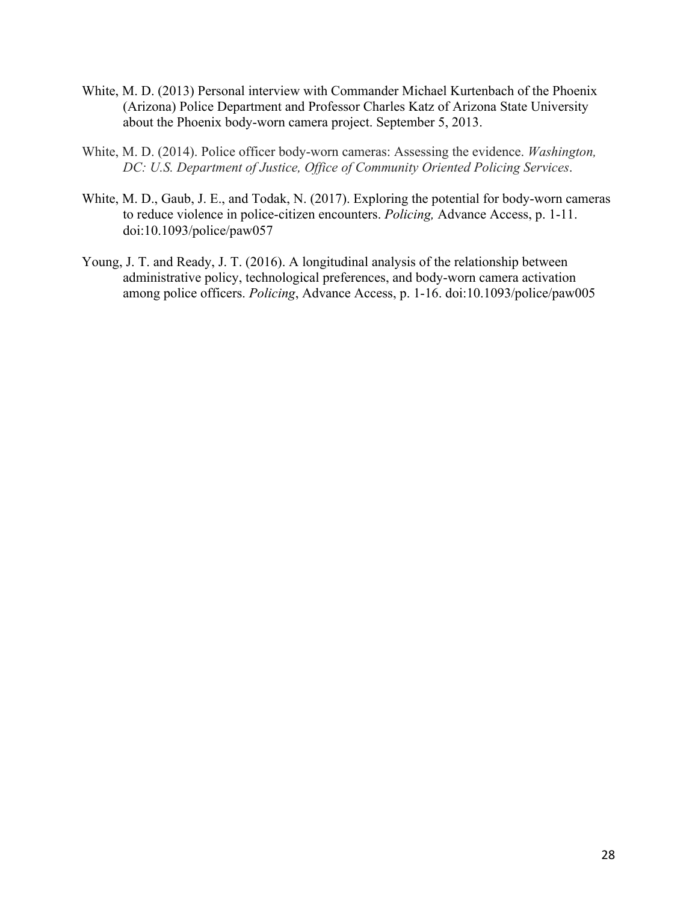White, M. D. (2013) Personal interview with Commander Michael Kurtenbach of the Phoenix (Arizona) Police Department and Professor Charles Katz of Arizona State University about the Phoenix body-worn camera project. September 5, 2013.

White, M. D. (2014). Police officer body-worn cameras: Assessing the evidence. *Washington, DC: U.S. Department of Justice, Office of Community Oriented Policing Services*.

White, M. D., Gaub, J. E., and Todak, N. (2017). Exploring the potential for body-worn cameras to reduce violence in police-citizen encounters. *Policing,* Advance Access, p. 1-11. doi:10.1093/police/paw057

Young, J. T. and Ready, J. T. (2016). A longitudinal analysis of the relationship between administrative policy, technological preferences, and body-worn camera activation among police officers. *Policing*, Advance Access, p. 1-16. doi:10.1093/police/paw005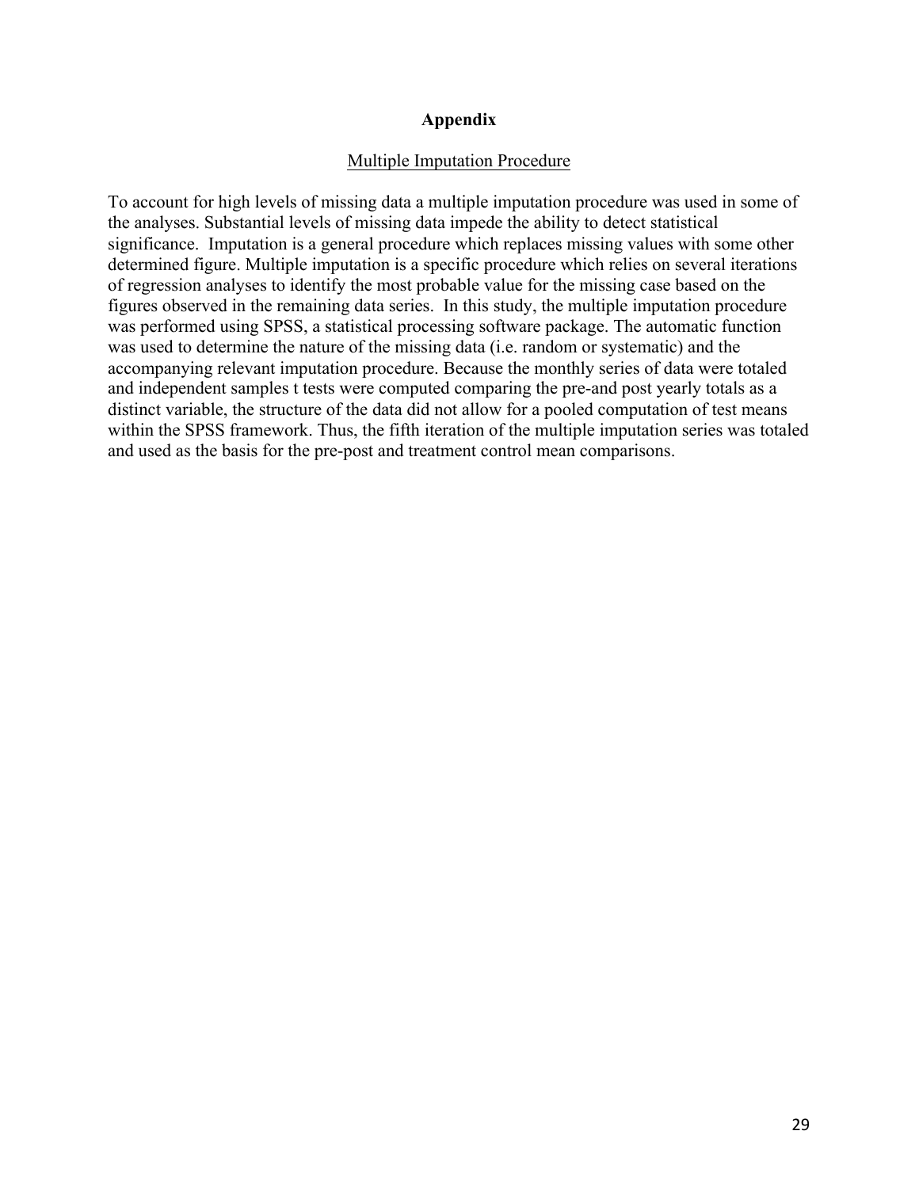# Appendix

## Multiple Imputation Procedure

To account for high levels of missing data a multiple imputation procedure was used in some of the analyses. Substantial levels of missing data impede the ability to detect statistical significance. Imputation is a general procedure which replaces missing values with some other determined figure. Multiple imputation is a specific procedure which relies on several iterations of regression analyses to identify the most probable value for the missing case based on the figures observed in the remaining data series. In this study, the multiple imputation procedure was performed using SPSS, a statistical processing software package. The automatic function was used to determine the nature of the missing data (i.e. random or systematic) and the accompanying relevant imputation procedure. Because the monthly series of data were totaled and independent samples t tests were computed comparing the pre-and post yearly totals as a distinct variable, the structure of the data did not allow for a pooled computation of test means within the SPSS framework. Thus, the fifth iteration of the multiple imputation series was totaled and used as the basis for the pre-post and treatment control mean comparisons.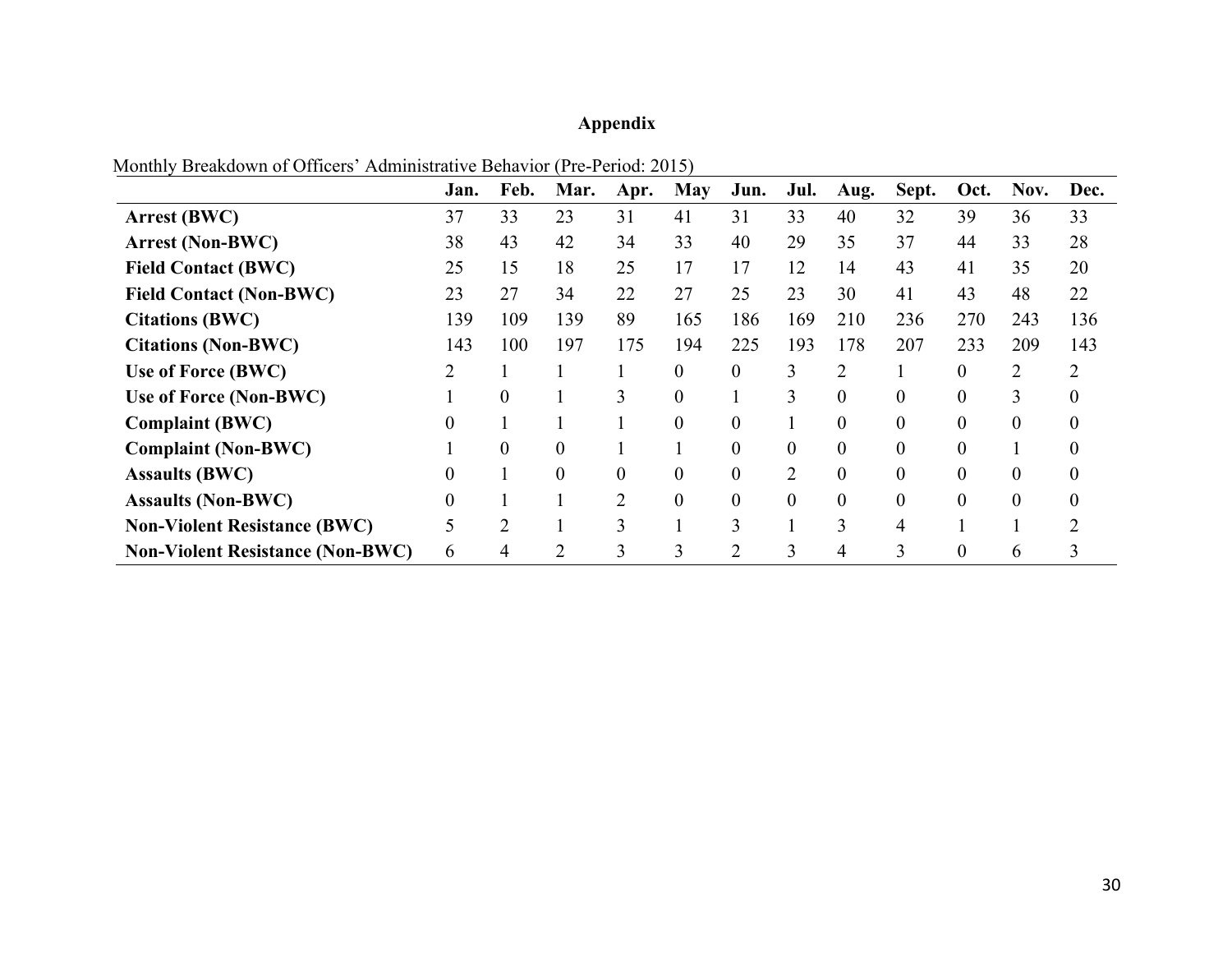## Appendix

Monthly Breakdown of Officers' Administrative Behavior (Pre-Period: 2015)

| | Jan. | Feb. | Mar. | Apr. | May | Jun. | Jul. | Aug. | Sept. | Oct. | Nov. | Dec. |
|---|---|---|---|---|---|---|---|---|---|---|---|---|
| **Arrest (BWC)** | 37 | 33 | 23 | 31 | 41 | 31 | 33 | 40 | 32 | 39 | 36 | 33 |
| **Arrest (Non-BWC)** | 38 | 43 | 42 | 34 | 33 | 40 | 29 | 35 | 37 | 44 | 33 | 28 |
| **Field Contact (BWC)** | 25 | 15 | 18 | 25 | 17 | 17 | 12 | 14 | 43 | 41 | 35 | 20 |
| **Field Contact (Non-BWC)** | 23 | 27 | 34 | 22 | 27 | 25 | 23 | 30 | 41 | 43 | 48 | 22 |
| **Citations (BWC)** | 139 | 109 | 139 | 89 | 165 | 186 | 169 | 210 | 236 | 270 | 243 | 136 |
| **Citations (Non-BWC)** | 143 | 100 | 197 | 175 | 194 | 225 | 193 | 178 | 207 | 233 | 209 | 143 |
| **Use of Force (BWC)** | 2 | 1 | 1 | 1 | 0 | 0 | 3 | 2 | 1 | 0 | 2 | 2 |
| **Use of Force (Non-BWC)** | 1 | 0 | 1 | 3 | 0 | 1 | 3 | 0 | 0 | 0 | 3 | 0 |
| **Complaint (BWC)** | 0 | 1 | 1 | 1 | 0 | 0 | 1 | 0 | 0 | 0 | 0 | 0 |
| **Complaint (Non-BWC)** | 1 | 0 | 0 | 1 | 1 | 0 | 0 | 0 | 0 | 0 | 1 | 0 |
| **Assaults (BWC)** | 0 | 1 | 0 | 0 | 0 | 0 | 2 | 0 | 0 | 0 | 0 | 0 |
| **Assaults (Non-BWC)** | 0 | 1 | 1 | 2 | 0 | 0 | 0 | 0 | 0 | 0 | 0 | 0 |
| **Non-Violent Resistance (BWC)** | 5 | 2 | 1 | 3 | 1 | 3 | 1 | 3 | 4 | 1 | 1 | 2 |
| **Non-Violent Resistance (Non-BWC)** | 6 | 4 | 2 | 3 | 3 | 2 | 3 | 4 | 3 | 0 | 6 | 3 |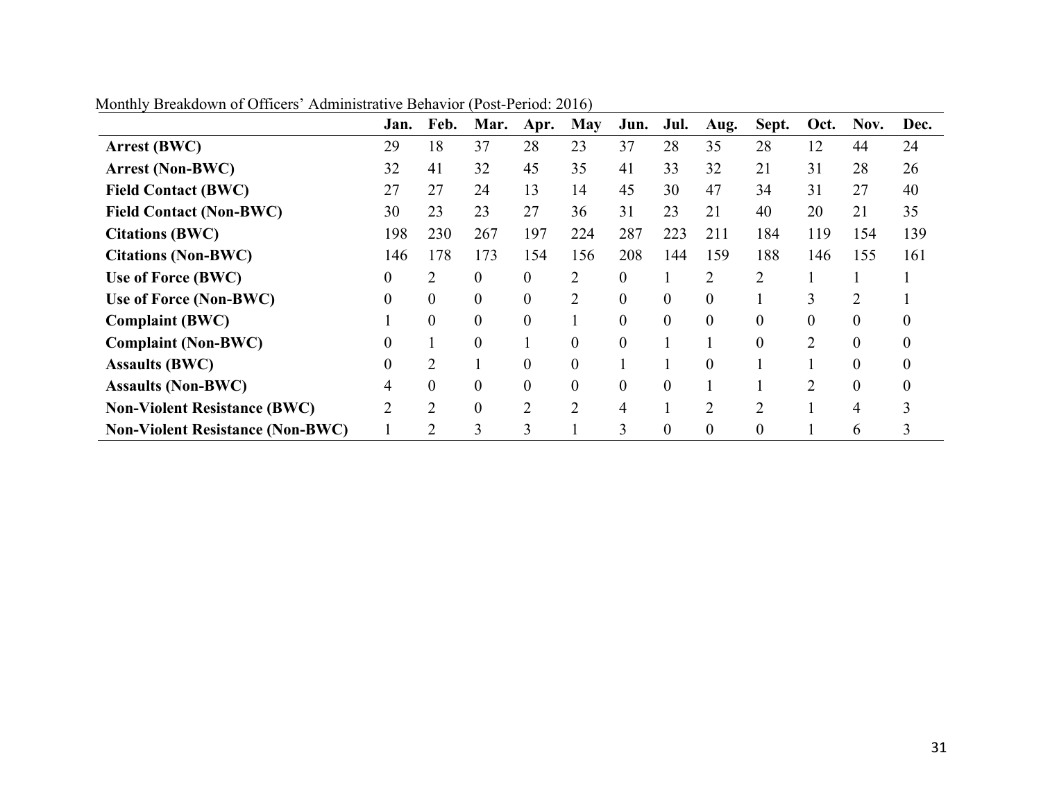Monthly Breakdown of Officers' Administrative Behavior (Post-Period: 2016)

| | Jan. | Feb. | Mar. | Apr. | May | Jun. | Jul. | Aug. | Sept. | Oct. | Nov. | Dec. |
|---|---|---|---|---|---|---|---|---|---|---|---|---|
| **Arrest (BWC)** | 29 | 18 | 37 | 28 | 23 | 37 | 28 | 35 | 28 | 12 | 44 | 24 |
| **Arrest (Non-BWC)** | 32 | 41 | 32 | 45 | 35 | 41 | 33 | 32 | 21 | 31 | 28 | 26 |
| **Field Contact (BWC)** | 27 | 27 | 24 | 13 | 14 | 45 | 30 | 47 | 34 | 31 | 27 | 40 |
| **Field Contact (Non-BWC)** | 30 | 23 | 23 | 27 | 36 | 31 | 23 | 21 | 40 | 20 | 21 | 35 |
| **Citations (BWC)** | 198 | 230 | 267 | 197 | 224 | 287 | 223 | 211 | 184 | 119 | 154 | 139 |
| **Citations (Non-BWC)** | 146 | 178 | 173 | 154 | 156 | 208 | 144 | 159 | 188 | 146 | 155 | 161 |
| **Use of Force (BWC)** | 0 | 2 | 0 | 0 | 2 | 0 | 1 | 2 | 2 | 1 | 1 | 1 |
| **Use of Force (Non-BWC)** | 0 | 0 | 0 | 0 | 2 | 0 | 0 | 0 | 1 | 3 | 2 | 1 |
| **Complaint (BWC)** | 1 | 0 | 0 | 0 | 1 | 0 | 0 | 0 | 0 | 0 | 0 | 0 |
| **Complaint (Non-BWC)** | 0 | 1 | 0 | 1 | 0 | 0 | 1 | 1 | 0 | 2 | 0 | 0 |
| **Assaults (BWC)** | 0 | 2 | 1 | 0 | 0 | 1 | 1 | 0 | 1 | 1 | 0 | 0 |
| **Assaults (Non-BWC)** | 4 | 0 | 0 | 0 | 0 | 0 | 0 | 1 | 1 | 2 | 0 | 0 |
| **Non-Violent Resistance (BWC)** | 2 | 2 | 0 | 2 | 2 | 4 | 1 | 2 | 2 | 1 | 4 | 3 |
| **Non-Violent Resistance (Non-BWC)** | 1 | 2 | 3 | 3 | 1 | 3 | 0 | 0 | 0 | 1 | 6 | 3 |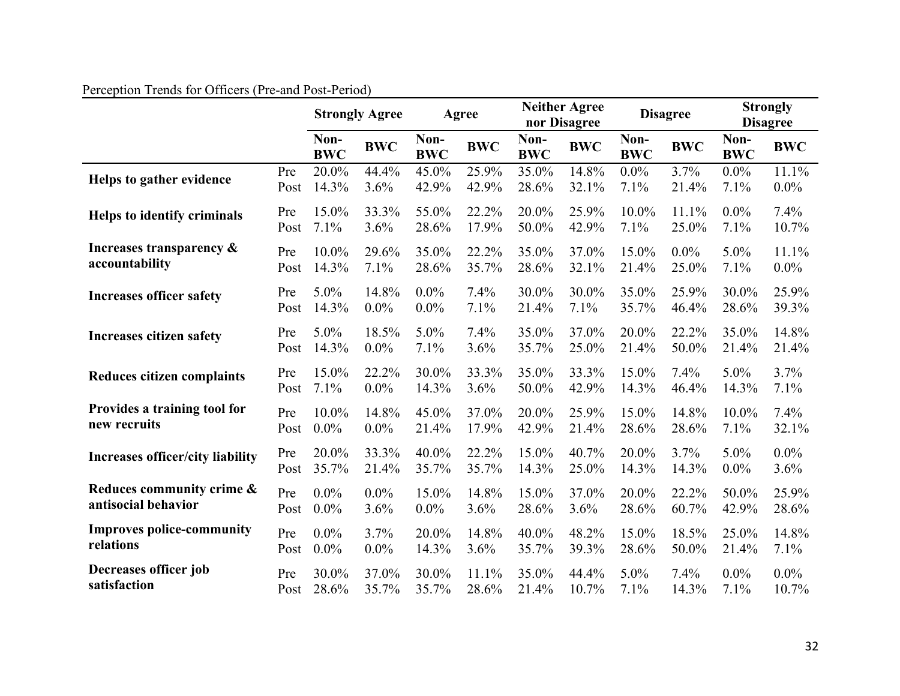Perception Trends for Officers (Pre-and Post-Period)

| | | Strongly Agree | | Agree | | Neither Agree nor Disagree | | Disagree | | Strongly Disagree | |
|---|---|---|---|---|---|---|---|---|---|---|---|
| | | Non-BWC | BWC | Non-BWC | BWC | Non-BWC | BWC | Non-BWC | BWC | Non-BWC | BWC |
| **Helps to gather evidence** | Pre | 20.0% | 44.4% | 45.0% | 25.9% | 35.0% | 14.8% | 0.0% | 3.7% | 0.0% | 11.1% |
| | Post | 14.3% | 3.6% | 42.9% | 42.9% | 28.6% | 32.1% | 7.1% | 21.4% | 7.1% | 0.0% |
| **Helps to identify criminals** | Pre | 15.0% | 33.3% | 55.0% | 22.2% | 20.0% | 25.9% | 10.0% | 11.1% | 0.0% | 7.4% |
| | Post | 7.1% | 3.6% | 28.6% | 17.9% | 50.0% | 42.9% | 7.1% | 25.0% | 7.1% | 10.7% |
| **Increases transparency & accountability** | Pre | 10.0% | 29.6% | 35.0% | 22.2% | 35.0% | 37.0% | 15.0% | 0.0% | 5.0% | 11.1% |
| | Post | 14.3% | 7.1% | 28.6% | 35.7% | 28.6% | 32.1% | 21.4% | 25.0% | 7.1% | 0.0% |
| **Increases officer safety** | Pre | 5.0% | 14.8% | 0.0% | 7.4% | 30.0% | 30.0% | 35.0% | 25.9% | 30.0% | 25.9% |
| | Post | 14.3% | 0.0% | 0.0% | 7.1% | 21.4% | 7.1% | 35.7% | 46.4% | 28.6% | 39.3% |
| **Increases citizen safety** | Pre | 5.0% | 18.5% | 5.0% | 7.4% | 35.0% | 37.0% | 20.0% | 22.2% | 35.0% | 14.8% |
| | Post | 14.3% | 0.0% | 7.1% | 3.6% | 35.7% | 25.0% | 21.4% | 50.0% | 21.4% | 21.4% |
| **Reduces citizen complaints** | Pre | 15.0% | 22.2% | 30.0% | 33.3% | 35.0% | 33.3% | 15.0% | 7.4% | 5.0% | 3.7% |
| | Post | 7.1% | 0.0% | 14.3% | 3.6% | 50.0% | 42.9% | 14.3% | 46.4% | 14.3% | 7.1% |
| **Provides a training tool for new recruits** | Pre | 10.0% | 14.8% | 45.0% | 37.0% | 20.0% | 25.9% | 15.0% | 14.8% | 10.0% | 7.4% |
| | Post | 0.0% | 0.0% | 21.4% | 17.9% | 42.9% | 21.4% | 28.6% | 28.6% | 7.1% | 32.1% |
| **Increases officer/city liability** | Pre | 20.0% | 33.3% | 40.0% | 22.2% | 15.0% | 40.7% | 20.0% | 3.7% | 5.0% | 0.0% |
| | Post | 35.7% | 21.4% | 35.7% | 35.7% | 14.3% | 25.0% | 14.3% | 14.3% | 0.0% | 3.6% |
| **Reduces community crime & antisocial behavior** | Pre | 0.0% | 0.0% | 15.0% | 14.8% | 15.0% | 37.0% | 20.0% | 22.2% | 50.0% | 25.9% |
| | Post | 0.0% | 3.6% | 0.0% | 3.6% | 28.6% | 3.6% | 28.6% | 60.7% | 42.9% | 28.6% |
| **Improves police-community relations** | Pre | 0.0% | 3.7% | 20.0% | 14.8% | 40.0% | 48.2% | 15.0% | 18.5% | 25.0% | 14.8% |
| | Post | 0.0% | 0.0% | 14.3% | 3.6% | 35.7% | 39.3% | 28.6% | 50.0% | 21.4% | 7.1% |
| **Decreases officer job satisfaction** | Pre | 30.0% | 37.0% | 30.0% | 11.1% | 35.0% | 44.4% | 5.0% | 7.4% | 0.0% | 0.0% |
| | Post | 28.6% | 35.7% | 35.7% | 28.6% | 21.4% | 10.7% | 7.1% | 14.3% | 7.1% | 10.7% |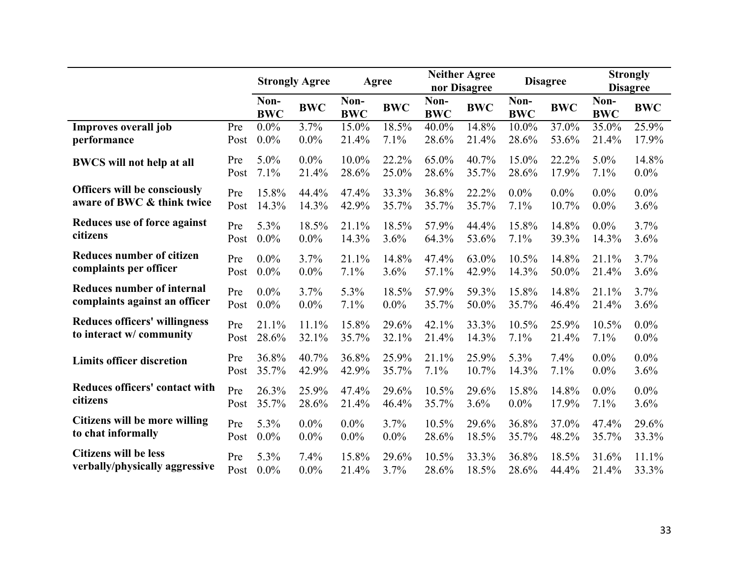| | | Strongly Agree | | Agree | | Neither Agree nor Disagree | | Disagree | | Strongly Disagree | |
|---|---|---|---|---|---|---|---|---|---|---|---|
| | | Non-BWC | BWC | Non-BWC | BWC | Non-BWC | BWC | Non-BWC | BWC | Non-BWC | BWC |
| **Improves overall job performance** | Pre | 0.0% | 3.7% | 15.0% | 18.5% | 40.0% | 14.8% | 10.0% | 37.0% | 35.0% | 25.9% |
| | Post | 0.0% | 0.0% | 21.4% | 7.1% | 28.6% | 21.4% | 28.6% | 53.6% | 21.4% | 17.9% |
| **BWCS will not help at all** | Pre | 5.0% | 0.0% | 10.0% | 22.2% | 65.0% | 40.7% | 15.0% | 22.2% | 5.0% | 14.8% |
| | Post | 7.1% | 21.4% | 28.6% | 25.0% | 28.6% | 35.7% | 28.6% | 17.9% | 7.1% | 0.0% |
| **Officers will be consciously aware of BWC & think twice** | Pre | 15.8% | 44.4% | 47.4% | 33.3% | 36.8% | 22.2% | 0.0% | 0.0% | 0.0% | 0.0% |
| | Post | 14.3% | 14.3% | 42.9% | 35.7% | 35.7% | 35.7% | 7.1% | 10.7% | 0.0% | 3.6% |
| **Reduces use of force against citizens** | Pre | 5.3% | 18.5% | 21.1% | 18.5% | 57.9% | 44.4% | 15.8% | 14.8% | 0.0% | 3.7% |
| | Post | 0.0% | 0.0% | 14.3% | 3.6% | 64.3% | 53.6% | 7.1% | 39.3% | 14.3% | 3.6% |
| **Reduces number of citizen complaints per officer** | Pre | 0.0% | 3.7% | 21.1% | 14.8% | 47.4% | 63.0% | 10.5% | 14.8% | 21.1% | 3.7% |
| | Post | 0.0% | 0.0% | 7.1% | 3.6% | 57.1% | 42.9% | 14.3% | 50.0% | 21.4% | 3.6% |
| **Reduces number of internal complaints against an officer** | Pre | 0.0% | 3.7% | 5.3% | 18.5% | 57.9% | 59.3% | 15.8% | 14.8% | 21.1% | 3.7% |
| | Post | 0.0% | 0.0% | 7.1% | 0.0% | 35.7% | 50.0% | 35.7% | 46.4% | 21.4% | 3.6% |
| **Reduces officers' willingness to interact w/ community** | Pre | 21.1% | 11.1% | 15.8% | 29.6% | 42.1% | 33.3% | 10.5% | 25.9% | 10.5% | 0.0% |
| | Post | 28.6% | 32.1% | 35.7% | 32.1% | 21.4% | 14.3% | 7.1% | 21.4% | 7.1% | 0.0% |
| **Limits officer discretion** | Pre | 36.8% | 40.7% | 36.8% | 25.9% | 21.1% | 25.9% | 5.3% | 7.4% | 0.0% | 0.0% |
| | Post | 35.7% | 42.9% | 42.9% | 35.7% | 7.1% | 10.7% | 14.3% | 7.1% | 0.0% | 3.6% |
| **Reduces officers' contact with citizens** | Pre | 26.3% | 25.9% | 47.4% | 29.6% | 10.5% | 29.6% | 15.8% | 14.8% | 0.0% | 0.0% |
| | Post | 35.7% | 28.6% | 21.4% | 46.4% | 35.7% | 3.6% | 0.0% | 17.9% | 7.1% | 3.6% |
| **Citizens will be more willing to chat informally** | Pre | 5.3% | 0.0% | 0.0% | 3.7% | 10.5% | 29.6% | 36.8% | 37.0% | 47.4% | 29.6% |
| | Post | 0.0% | 0.0% | 0.0% | 0.0% | 28.6% | 18.5% | 35.7% | 48.2% | 35.7% | 33.3% |
| **Citizens will be less verbally/physically aggressive** | Pre | 5.3% | 7.4% | 15.8% | 29.6% | 10.5% | 33.3% | 36.8% | 18.5% | 31.6% | 11.1% |
| | Post | 0.0% | 0.0% | 21.4% | 3.7% | 28.6% | 18.5% | 28.6% | 44.4% | 21.4% | 33.3% |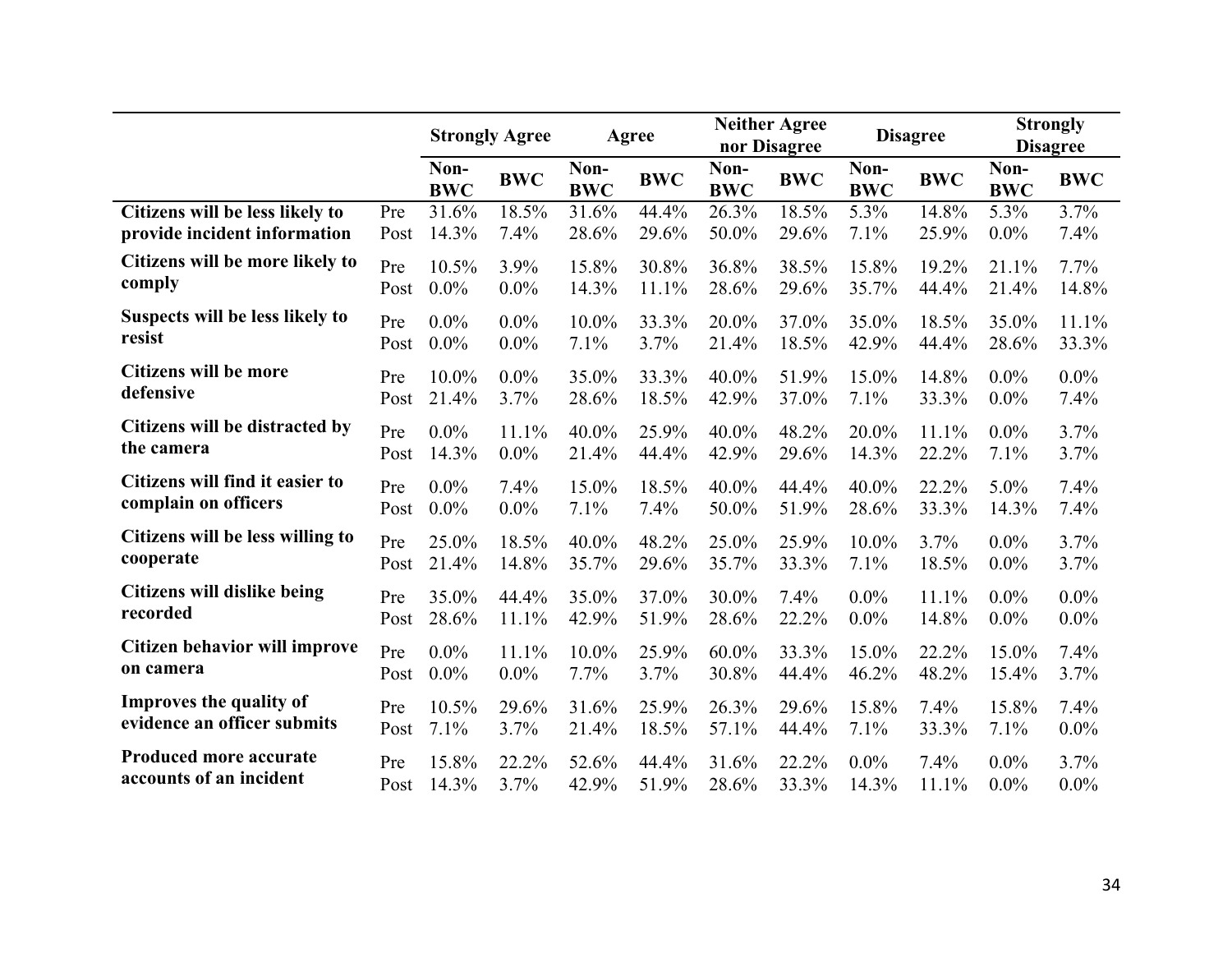| | | Strongly Agree | | Agree | | Neither Agree nor Disagree | | Disagree | | Strongly Disagree | |
|---|---|---|---|---|---|---|---|---|---|---|---|
| | | Non-BWC | BWC | Non-BWC | BWC | Non-BWC | BWC | Non-BWC | BWC | Non-BWC | BWC |
| **Citizens will be less likely to provide incident information** | Pre | 31.6% | 18.5% | 31.6% | 44.4% | 26.3% | 18.5% | 5.3% | 14.8% | 5.3% | 3.7% |
| | Post | 14.3% | 7.4% | 28.6% | 29.6% | 50.0% | 29.6% | 7.1% | 25.9% | 0.0% | 7.4% |
| **Citizens will be more likely to comply** | Pre | 10.5% | 3.9% | 15.8% | 30.8% | 36.8% | 38.5% | 15.8% | 19.2% | 21.1% | 7.7% |
| | Post | 0.0% | 0.0% | 14.3% | 11.1% | 28.6% | 29.6% | 35.7% | 44.4% | 21.4% | 14.8% |
| **Suspects will be less likely to resist** | Pre | 0.0% | 0.0% | 10.0% | 33.3% | 20.0% | 37.0% | 35.0% | 18.5% | 35.0% | 11.1% |
| | Post | 0.0% | 0.0% | 7.1% | 3.7% | 21.4% | 18.5% | 42.9% | 44.4% | 28.6% | 33.3% |
| **Citizens will be more defensive** | Pre | 10.0% | 0.0% | 35.0% | 33.3% | 40.0% | 51.9% | 15.0% | 14.8% | 0.0% | 0.0% |
| | Post | 21.4% | 3.7% | 28.6% | 18.5% | 42.9% | 37.0% | 7.1% | 33.3% | 0.0% | 7.4% |
| **Citizens will be distracted by the camera** | Pre | 0.0% | 11.1% | 40.0% | 25.9% | 40.0% | 48.2% | 20.0% | 11.1% | 0.0% | 3.7% |
| | Post | 14.3% | 0.0% | 21.4% | 44.4% | 42.9% | 29.6% | 14.3% | 22.2% | 7.1% | 3.7% |
| **Citizens will find it easier to complain on officers** | Pre | 0.0% | 7.4% | 15.0% | 18.5% | 40.0% | 44.4% | 40.0% | 22.2% | 5.0% | 7.4% |
| | Post | 0.0% | 0.0% | 7.1% | 7.4% | 50.0% | 51.9% | 28.6% | 33.3% | 14.3% | 7.4% |
| **Citizens will be less willing to cooperate** | Pre | 25.0% | 18.5% | 40.0% | 48.2% | 25.0% | 25.9% | 10.0% | 3.7% | 0.0% | 3.7% |
| | Post | 21.4% | 14.8% | 35.7% | 29.6% | 35.7% | 33.3% | 7.1% | 18.5% | 0.0% | 3.7% |
| **Citizens will dislike being recorded** | Pre | 35.0% | 44.4% | 35.0% | 37.0% | 30.0% | 7.4% | 0.0% | 11.1% | 0.0% | 0.0% |
| | Post | 28.6% | 11.1% | 42.9% | 51.9% | 28.6% | 22.2% | 0.0% | 14.8% | 0.0% | 0.0% |
| **Citizen behavior will improve on camera** | Pre | 0.0% | 11.1% | 10.0% | 25.9% | 60.0% | 33.3% | 15.0% | 22.2% | 15.0% | 7.4% |
| | Post | 0.0% | 0.0% | 7.7% | 3.7% | 30.8% | 44.4% | 46.2% | 48.2% | 15.4% | 3.7% |
| **Improves the quality of evidence an officer submits** | Pre | 10.5% | 29.6% | 31.6% | 25.9% | 26.3% | 29.6% | 15.8% | 7.4% | 15.8% | 7.4% |
| | Post | 7.1% | 3.7% | 21.4% | 18.5% | 57.1% | 44.4% | 7.1% | 33.3% | 7.1% | 0.0% |
| **Produced more accurate accounts of an incident** | Pre | 15.8% | 22.2% | 52.6% | 44.4% | 31.6% | 22.2% | 0.0% | 7.4% | 0.0% | 3.7% |
| | Post | 14.3% | 3.7% | 42.9% | 51.9% | 28.6% | 33.3% | 14.3% | 11.1% | 0.0% | 0.0% |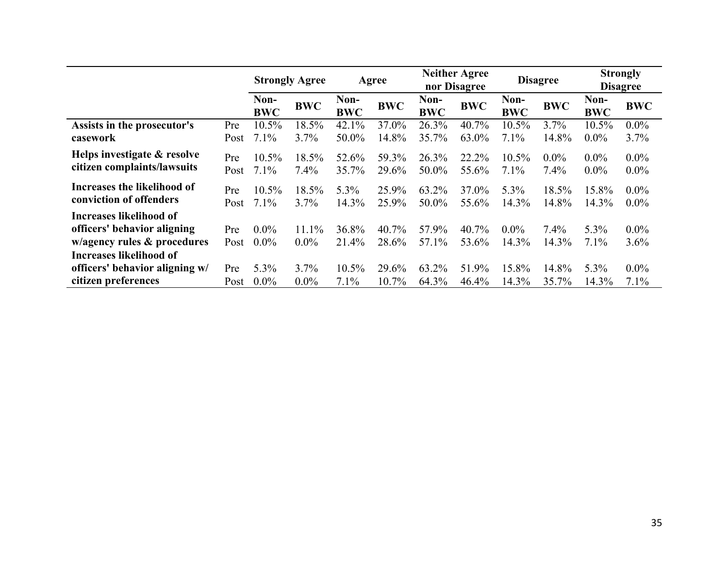| | | Strongly Agree | | Agree | | Neither Agree nor Disagree | | Disagree | | Strongly Disagree | |
|---|---|---|---|---|---|---|---|---|---|---|---|
| | | Non-BWC | BWC | Non-BWC | BWC | Non-BWC | BWC | Non-BWC | BWC | Non-BWC | BWC |
| **Assists in the prosecutor's casework** | Pre | 10.5% | 18.5% | 42.1% | 37.0% | 26.3% | 40.7% | 10.5% | 3.7% | 10.5% | 0.0% |
| | Post | 7.1% | 3.7% | 50.0% | 14.8% | 35.7% | 63.0% | 7.1% | 14.8% | 0.0% | 3.7% |
| **Helps investigate & resolve citizen complaints/lawsuits** | Pre | 10.5% | 18.5% | 52.6% | 59.3% | 26.3% | 22.2% | 10.5% | 0.0% | 0.0% | 0.0% |
| | Post | 7.1% | 7.4% | 35.7% | 29.6% | 50.0% | 55.6% | 7.1% | 7.4% | 0.0% | 0.0% |
| **Increases the likelihood of conviction of offenders** | Pre | 10.5% | 18.5% | 5.3% | 25.9% | 63.2% | 37.0% | 5.3% | 18.5% | 15.8% | 0.0% |
| | Post | 7.1% | 3.7% | 14.3% | 25.9% | 50.0% | 55.6% | 14.3% | 14.8% | 14.3% | 0.0% |
| **Increases likelihood of officers' behavior aligning w/agency rules & procedures** | Pre | 0.0% | 11.1% | 36.8% | 40.7% | 57.9% | 40.7% | 0.0% | 7.4% | 5.3% | 0.0% |
| | Post | 0.0% | 0.0% | 21.4% | 28.6% | 57.1% | 53.6% | 14.3% | 14.3% | 7.1% | 3.6% |
| **Increases likelihood of officers' behavior aligning w/ citizen preferences** | Pre | 5.3% | 3.7% | 10.5% | 29.6% | 63.2% | 51.9% | 15.8% | 14.8% | 5.3% | 0.0% |
| | Post | 0.0% | 0.0% | 7.1% | 10.7% | 64.3% | 46.4% | 14.3% | 35.7% | 14.3% | 7.1% |